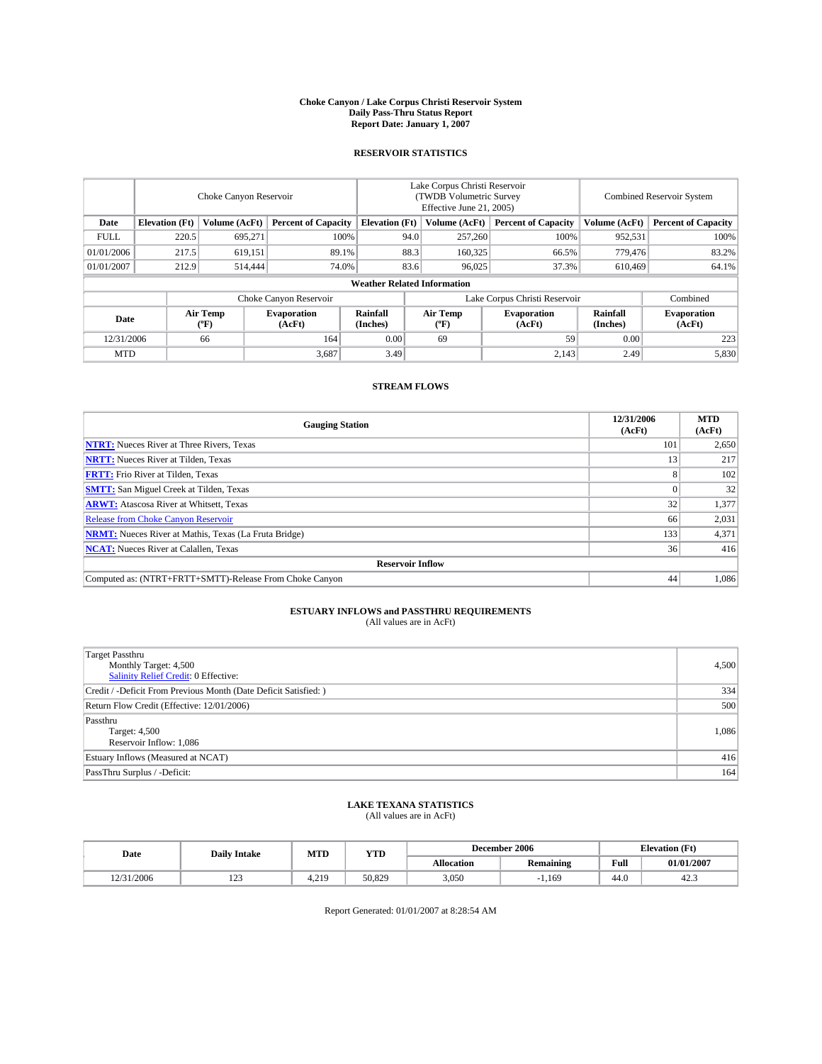# Choke Canyon / Lake Corpus Christi Reservoir System
## Daily Pass-Thru Status Report
### Report Date: January 1, 2007

## RESERVOIR STATISTICS

| | Choke Canyon Reservoir | | | Lake Corpus Christi Reservoir (TWDB Volumetric Survey Effective June 21, 2005) | | | Combined Reservoir System | |
|---|---|---|---|---|---|---|---|---|
| Date | Elevation (Ft) | Volume (AcFt) | Percent of Capacity | Elevation (Ft) | Volume (AcFt) | Percent of Capacity | Volume (AcFt) | Percent of Capacity |
| FULL | 220.5 | 695,271 | 100% | 94.0 | 257,260 | 100% | 952,531 | 100% |
| 01/01/2006 | 217.5 | 619,151 | 89.1% | 88.3 | 160,325 | 66.5% | 779,476 | 83.2% |
| 01/01/2007 | 212.9 | 514,444 | 74.0% | 83.6 | 96,025 | 37.3% | 610,469 | 64.1% |

**Weather Related Information**

| | Choke Canyon Reservoir | | | Lake Corpus Christi Reservoir | | | Combined |
|---|---|---|---|---|---|---|---|
| Date | Air Temp (ºF) | Evaporation (AcFt) | Rainfall (Inches) | Air Temp (ºF) | Evaporation (AcFt) | Rainfall (Inches) | Evaporation (AcFt) |
| 12/31/2006 | 66 | 164 | 0.00 | 69 | 59 | 0.00 | 223 |
| MTD | | 3,687 | 3.49 | | 2,143 | 2.49 | 5,830 |

## STREAM FLOWS

| Gauging Station | 12/31/2006 (AcFt) | MTD (AcFt) |
|---|---|---|
| **NTRT:** Nueces River at Three Rivers, Texas | 101 | 2,650 |
| **NRTT:** Nueces River at Tilden, Texas | 13 | 217 |
| **FRTT:** Frio River at Tilden, Texas | 8 | 102 |
| **SMTT:** San Miguel Creek at Tilden, Texas | 0 | 32 |
| **ARWT:** Atascosa River at Whitsett, Texas | 32 | 1,377 |
| Release from Choke Canyon Reservoir | 66 | 2,031 |
| **NRMT:** Nueces River at Mathis, Texas (La Fruta Bridge) | 133 | 4,371 |
| **NCAT:** Nueces River at Calallen, Texas | 36 | 416 |
| **Reservoir Inflow** | | |
| Computed as: (NTRT+FRTT+SMTT)-Release From Choke Canyon | 44 | 1,086 |

## ESTUARY INFLOWS and PASSTHRU REQUIREMENTS
(All values are in AcFt)

| | |
|---|---|
| Target Passthru<br>Monthly Target: 4,500<br>Salinity Relief Credit: 0 Effective: | 4,500 |
| Credit / -Deficit From Previous Month (Date Deficit Satisfied: ) | 334 |
| Return Flow Credit (Effective: 12/01/2006) | 500 |
| Passthru<br>Target: 4,500<br>Reservoir Inflow: 1,086 | 1,086 |
| Estuary Inflows (Measured at NCAT) | 416 |
| PassThru Surplus / -Deficit: | 164 |

## LAKE TEXANA STATISTICS
(All values are in AcFt)

| Date | Daily Intake | MTD | YTD | December 2006 | | Elevation (Ft) | |
|---|---|---|---|---|---|---|---|
| | | | | Allocation | Remaining | Full | 01/01/2007 |
| 12/31/2006 | 123 | 4,219 | 50,829 | 3,050 | -1,169 | 44.0 | 42.3 |

Report Generated: 01/01/2007 at 8:28:54 AM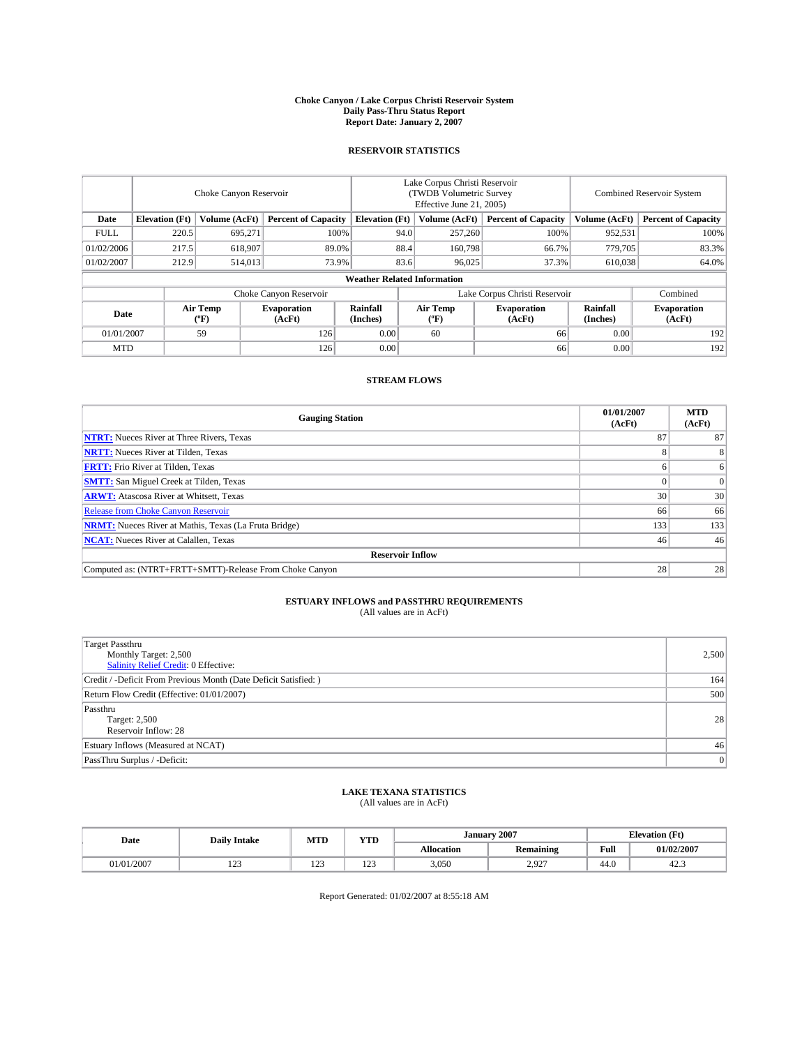# Choke Canyon / Lake Corpus Christi Reservoir System
## Daily Pass-Thru Status Report
## Report Date: January 2, 2007

### RESERVOIR STATISTICS

| | Choke Canyon Reservoir | | | Lake Corpus Christi Reservoir (TWDB Volumetric Survey Effective June 21, 2005) | | | Combined Reservoir System | |
|---|---|---|---|---|---|---|---|---|
| Date | Elevation (Ft) | Volume (AcFt) | Percent of Capacity | Elevation (Ft) | Volume (AcFt) | Percent of Capacity | Volume (AcFt) | Percent of Capacity |
| FULL | 220.5 | 695,271 | 100% | 94.0 | 257,260 | 100% | 952,531 | 100% |
| 01/02/2006 | 217.5 | 618,907 | 89.0% | 88.4 | 160,798 | 66.7% | 779,705 | 83.3% |
| 01/02/2007 | 212.9 | 514,013 | 73.9% | 83.6 | 96,025 | 37.3% | 610,038 | 64.0% |

**Weather Related Information**

| | Choke Canyon Reservoir | | | Lake Corpus Christi Reservoir | | | Combined |
|---|---|---|---|---|---|---|---|
| Date | Air Temp (ºF) | Evaporation (AcFt) | Rainfall (Inches) | Air Temp (ºF) | Evaporation (AcFt) | Rainfall (Inches) | Evaporation (AcFt) |
| 01/01/2007 | 59 | 126 | 0.00 | 60 | 66 | 0.00 | 192 |
| MTD | | 126 | 0.00 | | 66 | 0.00 | 192 |

### STREAM FLOWS

| Gauging Station | 01/01/2007 (AcFt) | MTD (AcFt) |
|---|---|---|
| **NTRT:** Nueces River at Three Rivers, Texas | 87 | 87 |
| **NRTT:** Nueces River at Tilden, Texas | 8 | 8 |
| **FRTT:** Frio River at Tilden, Texas | 6 | 6 |
| **SMTT:** San Miguel Creek at Tilden, Texas | 0 | 0 |
| **ARWT:** Atascosa River at Whitsett, Texas | 30 | 30 |
| Release from Choke Canyon Reservoir | 66 | 66 |
| **NRMT:** Nueces River at Mathis, Texas (La Fruta Bridge) | 133 | 133 |
| **NCAT:** Nueces River at Calallen, Texas | 46 | 46 |
| **Reservoir Inflow** | | |
| Computed as: (NTRT+FRTT+SMTT)-Release From Choke Canyon | 28 | 28 |

### ESTUARY INFLOWS and PASSTHRU REQUIREMENTS
(All values are in AcFt)

| | |
|---|---|
| Target Passthru<br>Monthly Target: 2,500<br>Salinity Relief Credit: 0 Effective: | 2,500 |
| Credit / -Deficit From Previous Month (Date Deficit Satisfied: ) | 164 |
| Return Flow Credit (Effective: 01/01/2007) | 500 |
| Passthru<br>Target: 2,500<br>Reservoir Inflow: 28 | 28 |
| Estuary Inflows (Measured at NCAT) | 46 |
| PassThru Surplus / -Deficit: | 0 |

### LAKE TEXANA STATISTICS
(All values are in AcFt)

| Date | Daily Intake | MTD | YTD | January 2007 | | Elevation (Ft) | |
|---|---|---|---|---|---|---|---|
| | | | | Allocation | Remaining | Full | 01/02/2007 |
| 01/01/2007 | 123 | 123 | 123 | 3,050 | 2,927 | 44.0 | 42.3 |

Report Generated: 01/02/2007 at 8:55:18 AM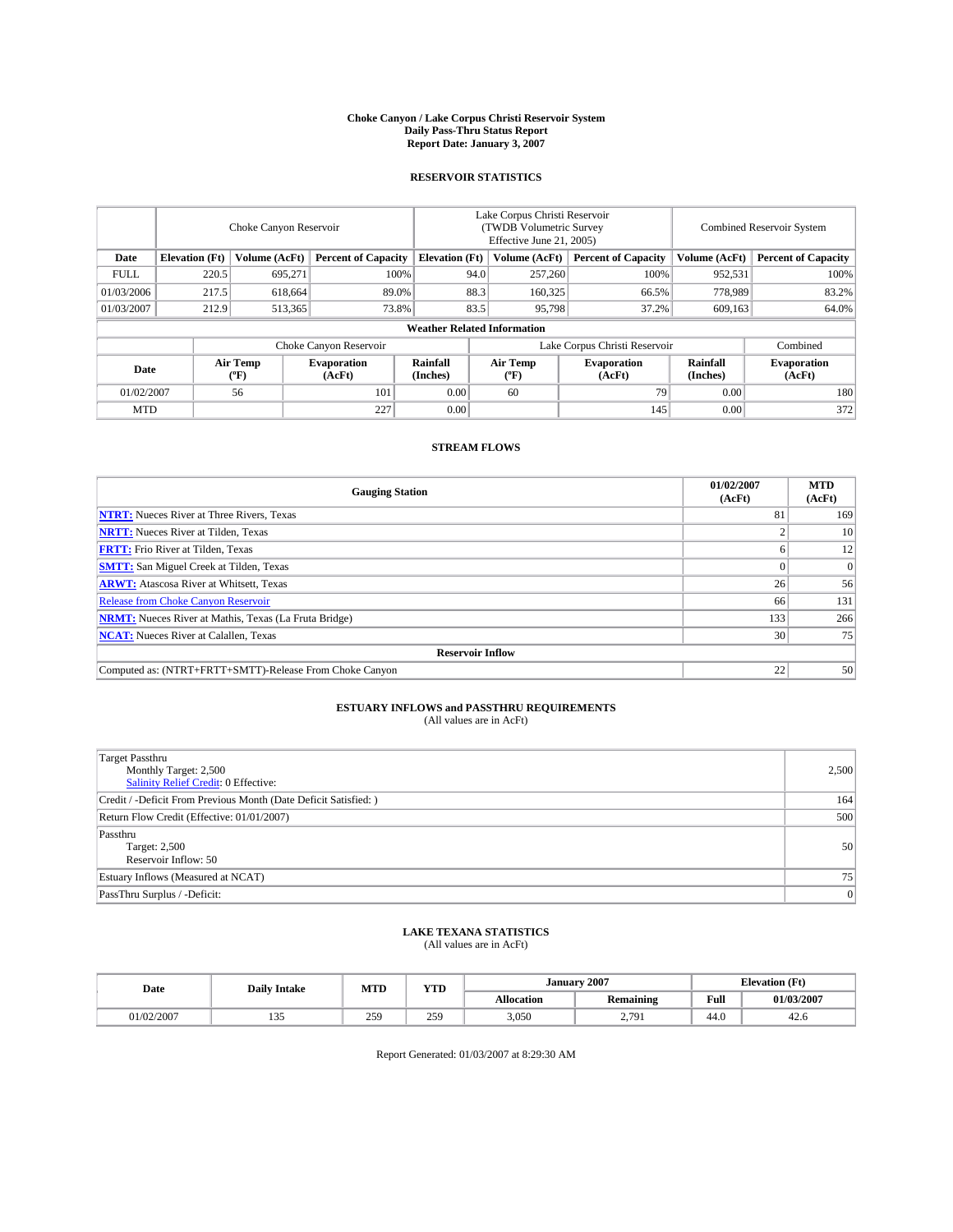# Choke Canyon / Lake Corpus Christi Reservoir System
## Daily Pass-Thru Status Report
## Report Date: January 3, 2007

### RESERVOIR STATISTICS

| | Choke Canyon Reservoir | | | Lake Corpus Christi Reservoir (TWDB Volumetric Survey Effective June 21, 2005) | | | Combined Reservoir System | |
|---|---|---|---|---|---|---|---|---|
| Date | Elevation (Ft) | Volume (AcFt) | Percent of Capacity | Elevation (Ft) | Volume (AcFt) | Percent of Capacity | Volume (AcFt) | Percent of Capacity |
| FULL | 220.5 | 695,271 | 100% | 94.0 | 257,260 | 100% | 952,531 | 100% |
| 01/03/2006 | 217.5 | 618,664 | 89.0% | 88.3 | 160,325 | 66.5% | 778,989 | 83.2% |
| 01/03/2007 | 212.9 | 513,365 | 73.8% | 83.5 | 95,798 | 37.2% | 609,163 | 64.0% |

**Weather Related Information**

| | Choke Canyon Reservoir | | | Lake Corpus Christi Reservoir | | | Combined |
|---|---|---|---|---|---|---|---|
| Date | Air Temp (ºF) | Evaporation (AcFt) | Rainfall (Inches) | Air Temp (ºF) | Evaporation (AcFt) | Rainfall (Inches) | Evaporation (AcFt) |
| 01/02/2007 | 56 | 101 | 0.00 | 60 | 79 | 0.00 | 180 |
| MTD | | 227 | 0.00 | | 145 | 0.00 | 372 |

### STREAM FLOWS

| Gauging Station | 01/02/2007 (AcFt) | MTD (AcFt) |
|---|---|---|
| **NTRT:** Nueces River at Three Rivers, Texas | 81 | 169 |
| **NRTT:** Nueces River at Tilden, Texas | 2 | 10 |
| **FRTT:** Frio River at Tilden, Texas | 6 | 12 |
| **SMTT:** San Miguel Creek at Tilden, Texas | 0 | 0 |
| **ARWT:** Atascosa River at Whitsett, Texas | 26 | 56 |
| Release from Choke Canyon Reservoir | 66 | 131 |
| **NRMT:** Nueces River at Mathis, Texas (La Fruta Bridge) | 133 | 266 |
| **NCAT:** Nueces River at Calallen, Texas | 30 | 75 |
| **Reservoir Inflow** | | |
| Computed as: (NTRT+FRTT+SMTT)-Release From Choke Canyon | 22 | 50 |

### ESTUARY INFLOWS and PASSTHRU REQUIREMENTS
(All values are in AcFt)

| | |
|---|---|
| Target Passthru<br>Monthly Target: 2,500<br>Salinity Relief Credit: 0 Effective: | 2,500 |
| Credit / -Deficit From Previous Month (Date Deficit Satisfied: ) | 164 |
| Return Flow Credit (Effective: 01/01/2007) | 500 |
| Passthru<br>Target: 2,500<br>Reservoir Inflow: 50 | 50 |
| Estuary Inflows (Measured at NCAT) | 75 |
| PassThru Surplus / -Deficit: | 0 |

### LAKE TEXANA STATISTICS
(All values are in AcFt)

| Date | Daily Intake | MTD | YTD | January 2007 | | Elevation (Ft) | |
|---|---|---|---|---|---|---|---|
| | | | | Allocation | Remaining | Full | 01/03/2007 |
| 01/02/2007 | 135 | 259 | 259 | 3,050 | 2,791 | 44.0 | 42.6 |

Report Generated: 01/03/2007 at 8:29:30 AM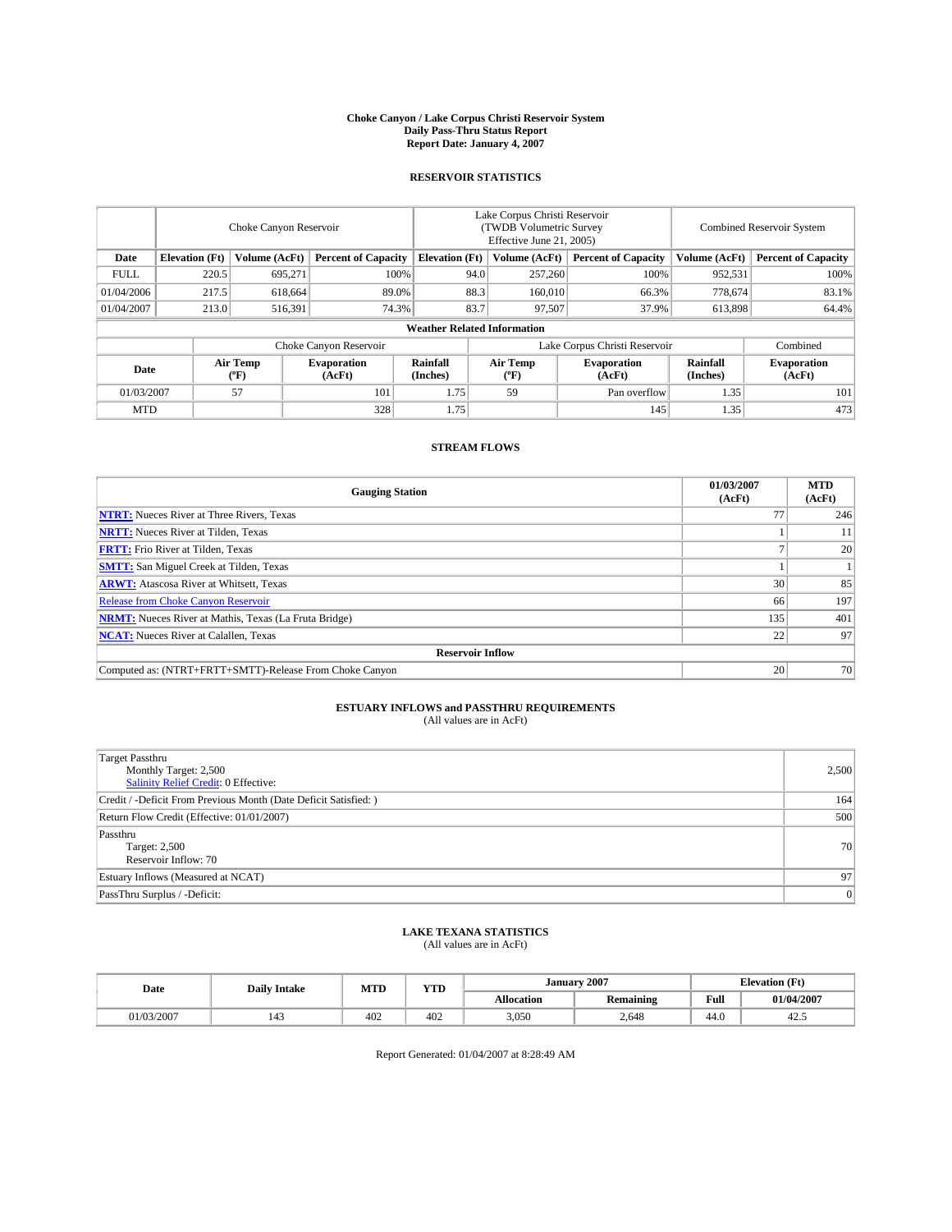# Choke Canyon / Lake Corpus Christi Reservoir System
## Daily Pass-Thru Status Report
### Report Date: January 4, 2007

## RESERVOIR STATISTICS

| | Choke Canyon Reservoir | | | Lake Corpus Christi Reservoir (TWDB Volumetric Survey Effective June 21, 2005) | | | Combined Reservoir System | |
|---|---|---|---|---|---|---|---|---|
| Date | Elevation (Ft) | Volume (AcFt) | Percent of Capacity | Elevation (Ft) | Volume (AcFt) | Percent of Capacity | Volume (AcFt) | Percent of Capacity |
| FULL | 220.5 | 695,271 | 100% | 94.0 | 257,260 | 100% | 952,531 | 100% |
| 01/04/2006 | 217.5 | 618,664 | 89.0% | 88.3 | 160,010 | 66.3% | 778,674 | 83.1% |
| 01/04/2007 | 213.0 | 516,391 | 74.3% | 83.7 | 97,507 | 37.9% | 613,898 | 64.4% |

**Weather Related Information**

| | Choke Canyon Reservoir | | | Lake Corpus Christi Reservoir | | | Combined |
|---|---|---|---|---|---|---|---|
| Date | Air Temp (°F) | Evaporation (AcFt) | Rainfall (Inches) | Air Temp (°F) | Evaporation (AcFt) | Rainfall (Inches) | Evaporation (AcFt) |
| 01/03/2007 | 57 | 101 | 1.75 | 59 | Pan overflow | 1.35 | 101 |
| MTD | | 328 | 1.75 | | 145 | 1.35 | 473 |

## STREAM FLOWS

| Gauging Station | 01/03/2007 (AcFt) | MTD (AcFt) |
|---|---|---|
| **NTRT:** Nueces River at Three Rivers, Texas | 77 | 246 |
| **NRTT:** Nueces River at Tilden, Texas | 1 | 11 |
| **FRTT:** Frio River at Tilden, Texas | 7 | 20 |
| **SMTT:** San Miguel Creek at Tilden, Texas | 1 | 1 |
| **ARWT:** Atascosa River at Whitsett, Texas | 30 | 85 |
| Release from Choke Canyon Reservoir | 66 | 197 |
| **NRMT:** Nueces River at Mathis, Texas (La Fruta Bridge) | 135 | 401 |
| **NCAT:** Nueces River at Calallen, Texas | 22 | 97 |
| **Reservoir Inflow** | | |
| Computed as: (NTRT+FRTT+SMTT)-Release From Choke Canyon | 20 | 70 |

## ESTUARY INFLOWS and PASSTHRU REQUIREMENTS
(All values are in AcFt)

| | |
|---|---|
| Target Passthru<br>Monthly Target: 2,500<br>Salinity Relief Credit: 0 Effective: | 2,500 |
| Credit / -Deficit From Previous Month (Date Deficit Satisfied: ) | 164 |
| Return Flow Credit (Effective: 01/01/2007) | 500 |
| Passthru<br>Target: 2,500<br>Reservoir Inflow: 70 | 70 |
| Estuary Inflows (Measured at NCAT) | 97 |
| PassThru Surplus / -Deficit: | 0 |

## LAKE TEXANA STATISTICS
(All values are in AcFt)

| Date | Daily Intake | MTD | YTD | January 2007 | | Elevation (Ft) | |
|---|---|---|---|---|---|---|---|
| | | | | Allocation | Remaining | Full | 01/04/2007 |
| 01/03/2007 | 143 | 402 | 402 | 3,050 | 2,648 | 44.0 | 42.5 |

Report Generated: 01/04/2007 at 8:28:49 AM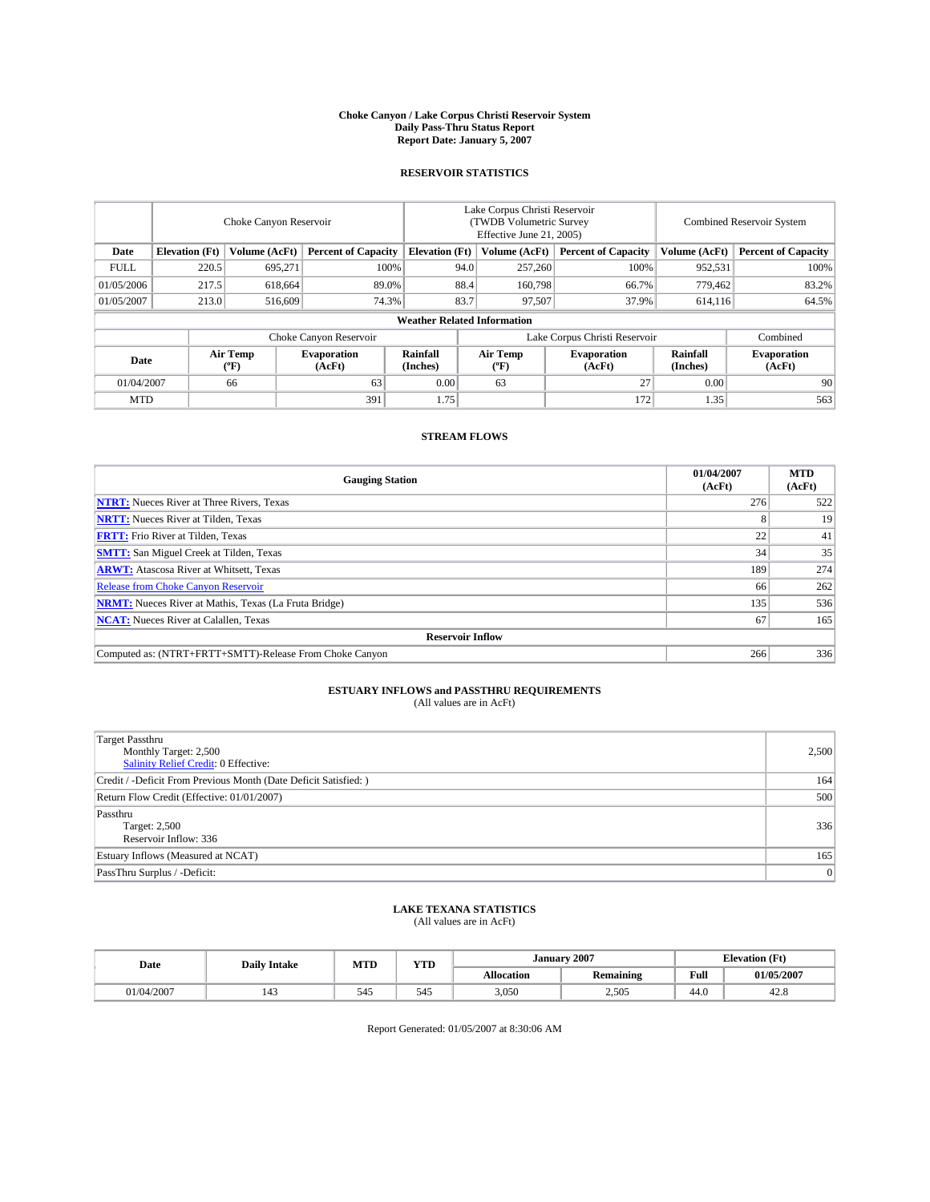**Choke Canyon / Lake Corpus Christi Reservoir System**
**Daily Pass-Thru Status Report**
**Report Date: January 5, 2007**

## RESERVOIR STATISTICS

| | Choke Canyon Reservoir | | | Lake Corpus Christi Reservoir (TWDB Volumetric Survey Effective June 21, 2005) | | | Combined Reservoir System | |
|---|---|---|---|---|---|---|---|---|
| **Date** | **Elevation (Ft)** | **Volume (AcFt)** | **Percent of Capacity** | **Elevation (Ft)** | **Volume (AcFt)** | **Percent of Capacity** | **Volume (AcFt)** | **Percent of Capacity** |
| FULL | 220.5 | 695,271 | 100% | 94.0 | 257,260 | 100% | 952,531 | 100% |
| 01/05/2006 | 217.5 | 618,664 | 89.0% | 88.4 | 160,798 | 66.7% | 779,462 | 83.2% |
| 01/05/2007 | 213.0 | 516,609 | 74.3% | 83.7 | 97,507 | 37.9% | 614,116 | 64.5% |

**Weather Related Information**

| | Choke Canyon Reservoir | | | Lake Corpus Christi Reservoir | | | Combined |
|---|---|---|---|---|---|---|---|
| **Date** | **Air Temp (ºF)** | **Evaporation (AcFt)** | **Rainfall (Inches)** | **Air Temp (ºF)** | **Evaporation (AcFt)** | **Rainfall (Inches)** | **Evaporation (AcFt)** |
| 01/04/2007 | 66 | 63 | 0.00 | 63 | 27 | 0.00 | 90 |
| MTD | | 391 | 1.75 | | 172 | 1.35 | 563 |

## STREAM FLOWS

| Gauging Station | 01/04/2007 (AcFt) | MTD (AcFt) |
|---|---|---|
| **NTRT:** Nueces River at Three Rivers, Texas | 276 | 522 |
| **NRTT:** Nueces River at Tilden, Texas | 8 | 19 |
| **FRTT:** Frio River at Tilden, Texas | 22 | 41 |
| **SMTT:** San Miguel Creek at Tilden, Texas | 34 | 35 |
| **ARWT:** Atascosa River at Whitsett, Texas | 189 | 274 |
| Release from Choke Canyon Reservoir | 66 | 262 |
| **NRMT:** Nueces River at Mathis, Texas (La Fruta Bridge) | 135 | 536 |
| **NCAT:** Nueces River at Calallen, Texas | 67 | 165 |
| **Reservoir Inflow** | | |
| Computed as: (NTRT+FRTT+SMTT)-Release From Choke Canyon | 266 | 336 |

## ESTUARY INFLOWS and PASSTHRU REQUIREMENTS
(All values are in AcFt)

| | |
|---|---|
| Target Passthru<br>Monthly Target: 2,500<br>Salinity Relief Credit: 0 Effective: | 2,500 |
| Credit / -Deficit From Previous Month (Date Deficit Satisfied: ) | 164 |
| Return Flow Credit (Effective: 01/01/2007) | 500 |
| Passthru<br>Target: 2,500<br>Reservoir Inflow: 336 | 336 |
| Estuary Inflows (Measured at NCAT) | 165 |
| PassThru Surplus / -Deficit: | 0 |

## LAKE TEXANA STATISTICS
(All values are in AcFt)

| Date | Daily Intake | MTD | YTD | January 2007 | | Elevation (Ft) | |
|---|---|---|---|---|---|---|---|
| | | | | **Allocation** | **Remaining** | **Full** | **01/05/2007** |
| 01/04/2007 | 143 | 545 | 545 | 3,050 | 2,505 | 44.0 | 42.8 |

Report Generated: 01/05/2007 at 8:30:06 AM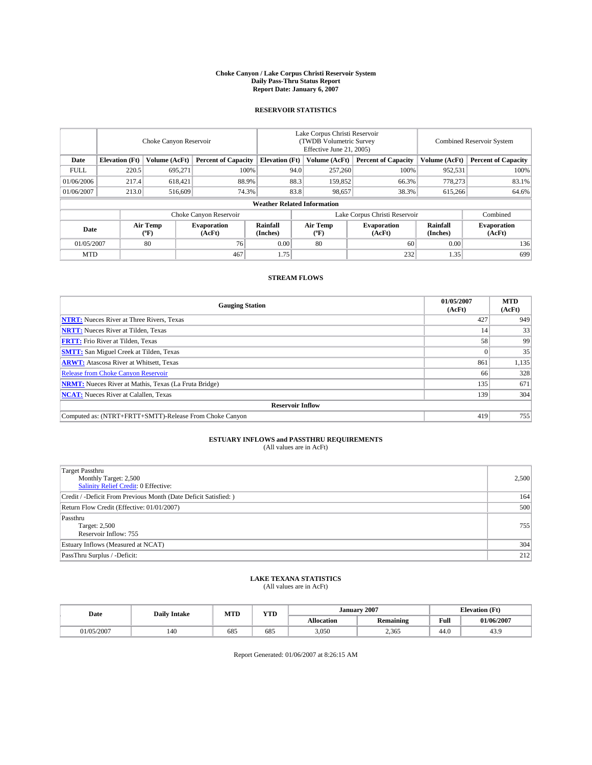**Choke Canyon / Lake Corpus Christi Reservoir System**
**Daily Pass-Thru Status Report**
**Report Date: January 6, 2007**

## RESERVOIR STATISTICS

| | Choke Canyon Reservoir | | | Lake Corpus Christi Reservoir (TWDB Volumetric Survey Effective June 21, 2005) | | | Combined Reservoir System | |
|---|---|---|---|---|---|---|---|---|
| Date | Elevation (Ft) | Volume (AcFt) | Percent of Capacity | Elevation (Ft) | Volume (AcFt) | Percent of Capacity | Volume (AcFt) | Percent of Capacity |
| FULL | 220.5 | 695,271 | 100% | 94.0 | 257,260 | 100% | 952,531 | 100% |
| 01/06/2006 | 217.4 | 618,421 | 88.9% | 88.3 | 159,852 | 66.3% | 778,273 | 83.1% |
| 01/06/2007 | 213.0 | 516,609 | 74.3% | 83.8 | 98,657 | 38.3% | 615,266 | 64.6% |

**Weather Related Information**

| | Choke Canyon Reservoir | | | Lake Corpus Christi Reservoir | | | Combined |
|---|---|---|---|---|---|---|---|
| Date | Air Temp (ºF) | Evaporation (AcFt) | Rainfall (Inches) | Air Temp (ºF) | Evaporation (AcFt) | Rainfall (Inches) | Evaporation (AcFt) |
| 01/05/2007 | 80 | 76 | 0.00 | 80 | 60 | 0.00 | 136 |
| MTD | | 467 | 1.75 | | 232 | 1.35 | 699 |

## STREAM FLOWS

| Gauging Station | 01/05/2007 (AcFt) | MTD (AcFt) |
|---|---|---|
| NTRT: Nueces River at Three Rivers, Texas | 427 | 949 |
| NRTT: Nueces River at Tilden, Texas | 14 | 33 |
| FRTT: Frio River at Tilden, Texas | 58 | 99 |
| SMTT: San Miguel Creek at Tilden, Texas | 0 | 35 |
| ARWT: Atascosa River at Whitsett, Texas | 861 | 1,135 |
| Release from Choke Canyon Reservoir | 66 | 328 |
| NRMT: Nueces River at Mathis, Texas (La Fruta Bridge) | 135 | 671 |
| NCAT: Nueces River at Calallen, Texas | 139 | 304 |
| **Reservoir Inflow** | | |
| Computed as: (NTRT+FRTT+SMTT)-Release From Choke Canyon | 419 | 755 |

## ESTUARY INFLOWS and PASSTHRU REQUIREMENTS
(All values are in AcFt)

| | |
|---|---|
| Target Passthru<br>Monthly Target: 2,500<br>Salinity Relief Credit: 0 Effective: | 2,500 |
| Credit / -Deficit From Previous Month (Date Deficit Satisfied: ) | 164 |
| Return Flow Credit (Effective: 01/01/2007) | 500 |
| Passthru<br>Target: 2,500<br>Reservoir Inflow: 755 | 755 |
| Estuary Inflows (Measured at NCAT) | 304 |
| PassThru Surplus / -Deficit: | 212 |

## LAKE TEXANA STATISTICS
(All values are in AcFt)

| Date | Daily Intake | MTD | YTD | January 2007 | | Elevation (Ft) | |
|---|---|---|---|---|---|---|---|
| | | | | Allocation | Remaining | Full | 01/06/2007 |
| 01/05/2007 | 140 | 685 | 685 | 3,050 | 2,365 | 44.0 | 43.9 |

Report Generated: 01/06/2007 at 8:26:15 AM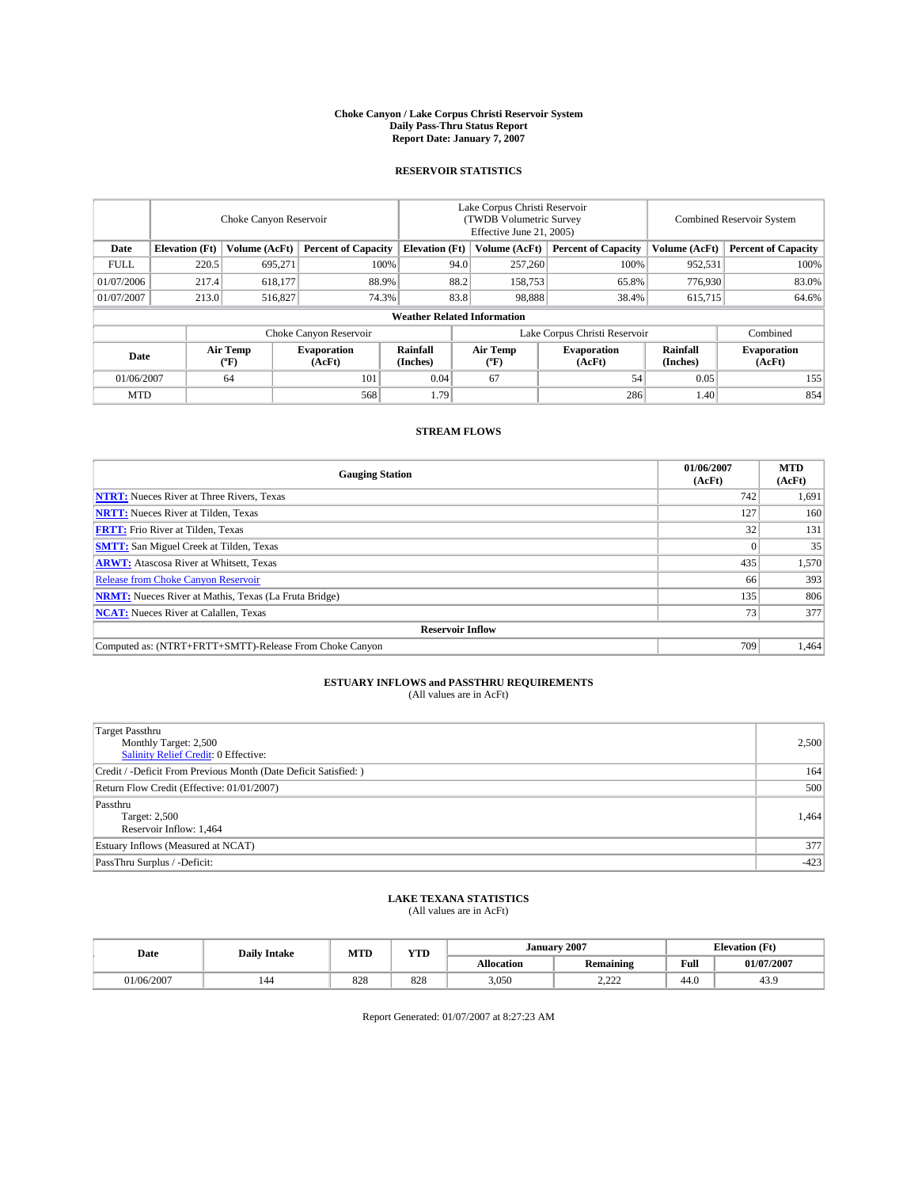# Choke Canyon / Lake Corpus Christi Reservoir System
## Daily Pass-Thru Status Report
### Report Date: January 7, 2007

## RESERVOIR STATISTICS

| | Choke Canyon Reservoir | | | Lake Corpus Christi Reservoir (TWDB Volumetric Survey Effective June 21, 2005) | | | Combined Reservoir System | |
|---|---|---|---|---|---|---|---|---|
| **Date** | **Elevation (Ft)** | **Volume (AcFt)** | **Percent of Capacity** | **Elevation (Ft)** | **Volume (AcFt)** | **Percent of Capacity** | **Volume (AcFt)** | **Percent of Capacity** |
| FULL | 220.5 | 695,271 | 100% | 94.0 | 257,260 | 100% | 952,531 | 100% |
| 01/07/2006 | 217.4 | 618,177 | 88.9% | 88.2 | 158,753 | 65.8% | 776,930 | 83.0% |
| 01/07/2007 | 213.0 | 516,827 | 74.3% | 83.8 | 98,888 | 38.4% | 615,715 | 64.6% |

**Weather Related Information**

| | Choke Canyon Reservoir | | | Lake Corpus Christi Reservoir | | | Combined |
|---|---|---|---|---|---|---|---|
| **Date** | **Air Temp (ºF)** | **Evaporation (AcFt)** | **Rainfall (Inches)** | **Air Temp (ºF)** | **Evaporation (AcFt)** | **Rainfall (Inches)** | **Evaporation (AcFt)** |
| 01/06/2007 | 64 | 101 | 0.04 | 67 | 54 | 0.05 | 155 |
| MTD | | 568 | 1.79 | | 286 | 1.40 | 854 |

## STREAM FLOWS

| Gauging Station | 01/06/2007 (AcFt) | MTD (AcFt) |
|---|---|---|
| **NTRT:** Nueces River at Three Rivers, Texas | 742 | 1,691 |
| **NRTT:** Nueces River at Tilden, Texas | 127 | 160 |
| **FRTT:** Frio River at Tilden, Texas | 32 | 131 |
| **SMTT:** San Miguel Creek at Tilden, Texas | 0 | 35 |
| **ARWT:** Atascosa River at Whitsett, Texas | 435 | 1,570 |
| Release from Choke Canyon Reservoir | 66 | 393 |
| **NRMT:** Nueces River at Mathis, Texas (La Fruta Bridge) | 135 | 806 |
| **NCAT:** Nueces River at Calallen, Texas | 73 | 377 |
| **Reservoir Inflow** | | |
| Computed as: (NTRT+FRTT+SMTT)-Release From Choke Canyon | 709 | 1,464 |

## ESTUARY INFLOWS and PASSTHRU REQUIREMENTS
(All values are in AcFt)

| | |
|---|---|
| Target Passthru<br>Monthly Target: 2,500<br>Salinity Relief Credit: 0 Effective: | 2,500 |
| Credit / -Deficit From Previous Month (Date Deficit Satisfied: ) | 164 |
| Return Flow Credit (Effective: 01/01/2007) | 500 |
| Passthru<br>Target: 2,500<br>Reservoir Inflow: 1,464 | 1,464 |
| Estuary Inflows (Measured at NCAT) | 377 |
| PassThru Surplus / -Deficit: | -423 |

## LAKE TEXANA STATISTICS
(All values are in AcFt)

| Date | Daily Intake | MTD | YTD | January 2007 | | Elevation (Ft) | |
|---|---|---|---|---|---|---|---|
| | | | | **Allocation** | **Remaining** | **Full** | **01/07/2007** |
| 01/06/2007 | 144 | 828 | 828 | 3,050 | 2,222 | 44.0 | 43.9 |

Report Generated: 01/07/2007 at 8:27:23 AM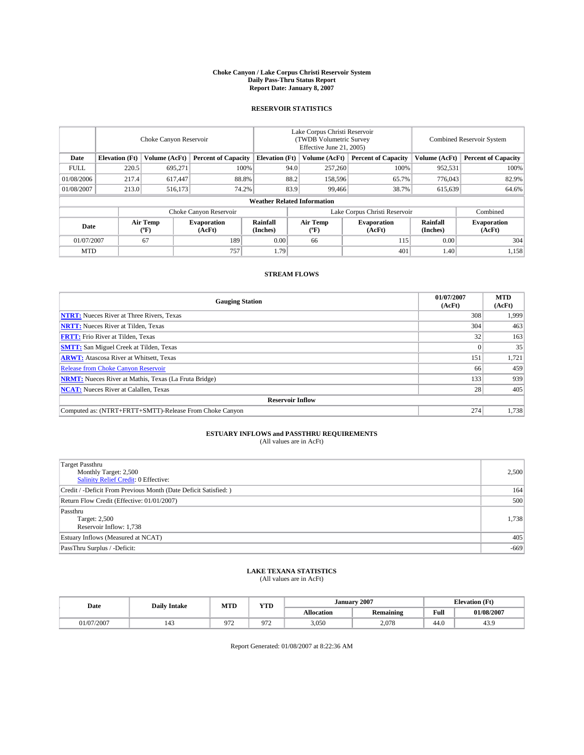**Choke Canyon / Lake Corpus Christi Reservoir System**
**Daily Pass-Thru Status Report**
**Report Date: January 8, 2007**

## RESERVOIR STATISTICS

| | Choke Canyon Reservoir | | | Lake Corpus Christi Reservoir (TWDB Volumetric Survey Effective June 21, 2005) | | | Combined Reservoir System | |
|---|---|---|---|---|---|---|---|---|
| **Date** | **Elevation (Ft)** | **Volume (AcFt)** | **Percent of Capacity** | **Elevation (Ft)** | **Volume (AcFt)** | **Percent of Capacity** | **Volume (AcFt)** | **Percent of Capacity** |
| FULL | 220.5 | 695,271 | 100% | 94.0 | 257,260 | 100% | 952,531 | 100% |
| 01/08/2006 | 217.4 | 617,447 | 88.8% | 88.2 | 158,596 | 65.7% | 776,043 | 82.9% |
| 01/08/2007 | 213.0 | 516,173 | 74.2% | 83.9 | 99,466 | 38.7% | 615,639 | 64.6% |

**Weather Related Information**

| | Choke Canyon Reservoir | | | Lake Corpus Christi Reservoir | | | Combined |
|---|---|---|---|---|---|---|---|
| **Date** | **Air Temp (ºF)** | **Evaporation (AcFt)** | **Rainfall (Inches)** | **Air Temp (ºF)** | **Evaporation (AcFt)** | **Rainfall (Inches)** | **Evaporation (AcFt)** |
| 01/07/2007 | 67 | 189 | 0.00 | 66 | 115 | 0.00 | 304 |
| MTD | | 757 | 1.79 | | 401 | 1.40 | 1,158 |

## STREAM FLOWS

| Gauging Station | 01/07/2007 (AcFt) | MTD (AcFt) |
|---|---|---|
| **NTRT:** Nueces River at Three Rivers, Texas | 308 | 1,999 |
| **NRTT:** Nueces River at Tilden, Texas | 304 | 463 |
| **FRTT:** Frio River at Tilden, Texas | 32 | 163 |
| **SMTT:** San Miguel Creek at Tilden, Texas | 0 | 35 |
| **ARWT:** Atascosa River at Whitsett, Texas | 151 | 1,721 |
| Release from Choke Canyon Reservoir | 66 | 459 |
| **NRMT:** Nueces River at Mathis, Texas (La Fruta Bridge) | 133 | 939 |
| **NCAT:** Nueces River at Calallen, Texas | 28 | 405 |
| **Reservoir Inflow** | | |
| Computed as: (NTRT+FRTT+SMTT)-Release From Choke Canyon | 274 | 1,738 |

## ESTUARY INFLOWS and PASSTHRU REQUIREMENTS
(All values are in AcFt)

| | |
|---|---|
| Target Passthru<br>Monthly Target: 2,500<br>Salinity Relief Credit: 0 Effective: | 2,500 |
| Credit / -Deficit From Previous Month (Date Deficit Satisfied: ) | 164 |
| Return Flow Credit (Effective: 01/01/2007) | 500 |
| Passthru<br>Target: 2,500<br>Reservoir Inflow: 1,738 | 1,738 |
| Estuary Inflows (Measured at NCAT) | 405 |
| PassThru Surplus / -Deficit: | -669 |

## LAKE TEXANA STATISTICS
(All values are in AcFt)

| Date | Daily Intake | MTD | YTD | January 2007 | | Elevation (Ft) | |
|---|---|---|---|---|---|---|---|
| | | | | **Allocation** | **Remaining** | **Full** | **01/08/2007** |
| 01/07/2007 | 143 | 972 | 972 | 3,050 | 2,078 | 44.0 | 43.9 |

Report Generated: 01/08/2007 at 8:22:36 AM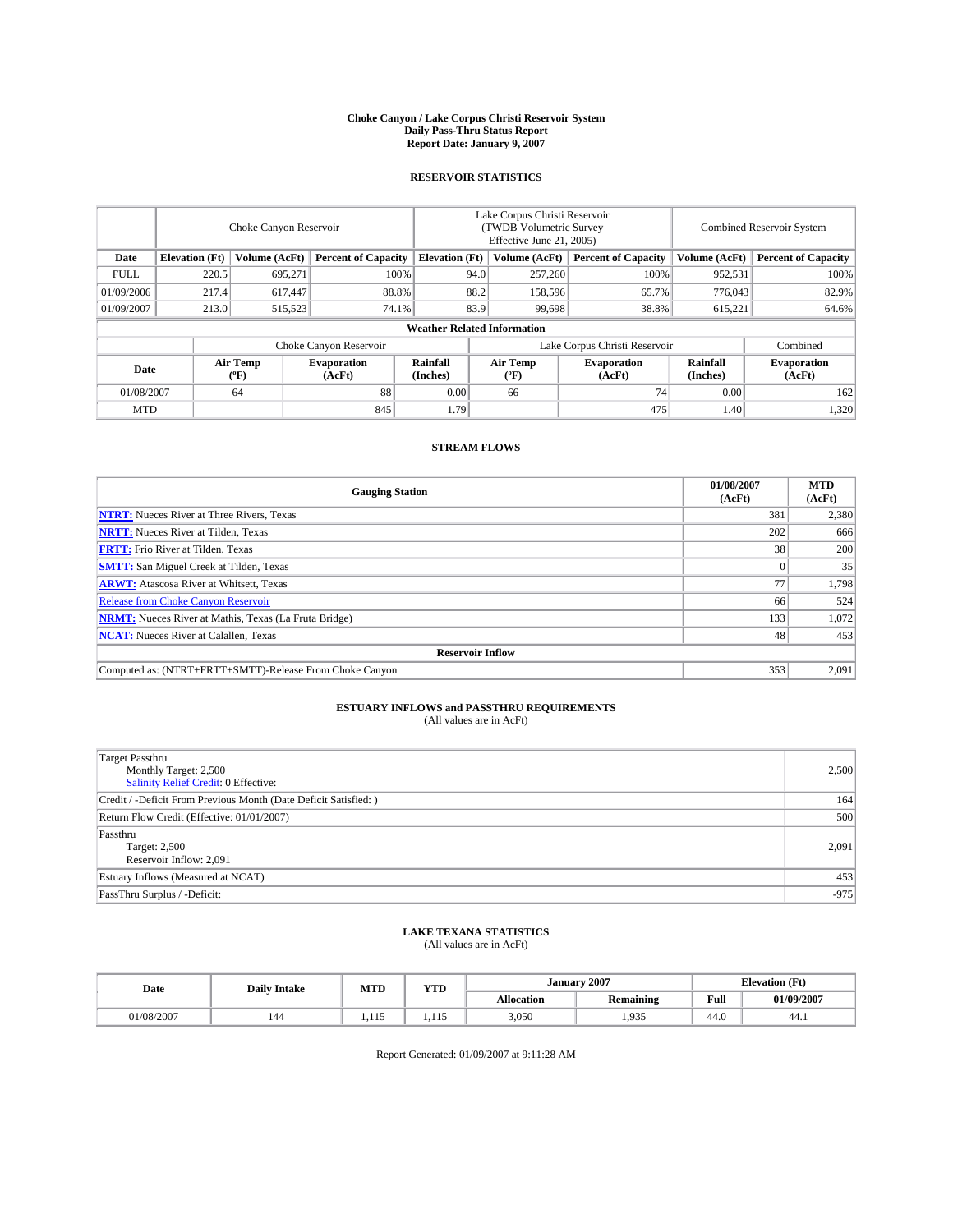# Choke Canyon / Lake Corpus Christi Reservoir System
## Daily Pass-Thru Status Report
## Report Date: January 9, 2007

### RESERVOIR STATISTICS

| | Choke Canyon Reservoir | | | Lake Corpus Christi Reservoir (TWDB Volumetric Survey Effective June 21, 2005) | | | Combined Reservoir System | |
|---|---|---|---|---|---|---|---|---|
| Date | Elevation (Ft) | Volume (AcFt) | Percent of Capacity | Elevation (Ft) | Volume (AcFt) | Percent of Capacity | Volume (AcFt) | Percent of Capacity |
| FULL | 220.5 | 695,271 | 100% | 94.0 | 257,260 | 100% | 952,531 | 100% |
| 01/09/2006 | 217.4 | 617,447 | 88.8% | 88.2 | 158,596 | 65.7% | 776,043 | 82.9% |
| 01/09/2007 | 213.0 | 515,523 | 74.1% | 83.9 | 99,698 | 38.8% | 615,221 | 64.6% |

**Weather Related Information**

| | Choke Canyon Reservoir | | | Lake Corpus Christi Reservoir | | | Combined |
|---|---|---|---|---|---|---|---|
| Date | Air Temp (°F) | Evaporation (AcFt) | Rainfall (Inches) | Air Temp (°F) | Evaporation (AcFt) | Rainfall (Inches) | Evaporation (AcFt) |
| 01/08/2007 | 64 | 88 | 0.00 | 66 | 74 | 0.00 | 162 |
| MTD | | 845 | 1.79 | | 475 | 1.40 | 1,320 |

### STREAM FLOWS

| Gauging Station | 01/08/2007 (AcFt) | MTD (AcFt) |
|---|---|---|
| NTRT: Nueces River at Three Rivers, Texas | 381 | 2,380 |
| NRTT: Nueces River at Tilden, Texas | 202 | 666 |
| FRTT: Frio River at Tilden, Texas | 38 | 200 |
| SMTT: San Miguel Creek at Tilden, Texas | 0 | 35 |
| ARWT: Atascosa River at Whitsett, Texas | 77 | 1,798 |
| Release from Choke Canyon Reservoir | 66 | 524 |
| NRMT: Nueces River at Mathis, Texas (La Fruta Bridge) | 133 | 1,072 |
| NCAT: Nueces River at Calallen, Texas | 48 | 453 |
| **Reservoir Inflow** | | |
| Computed as: (NTRT+FRTT+SMTT)-Release From Choke Canyon | 353 | 2,091 |

### ESTUARY INFLOWS and PASSTHRU REQUIREMENTS
(All values are in AcFt)

| | |
|---|---|
| Target Passthru<br>Monthly Target: 2,500<br>Salinity Relief Credit: 0 Effective: | 2,500 |
| Credit / -Deficit From Previous Month (Date Deficit Satisfied: ) | 164 |
| Return Flow Credit (Effective: 01/01/2007) | 500 |
| Passthru<br>Target: 2,500<br>Reservoir Inflow: 2,091 | 2,091 |
| Estuary Inflows (Measured at NCAT) | 453 |
| PassThru Surplus / -Deficit: | -975 |

### LAKE TEXANA STATISTICS
(All values are in AcFt)

| Date | Daily Intake | MTD | YTD | January 2007 | | Elevation (Ft) | |
|---|---|---|---|---|---|---|---|
| | | | | Allocation | Remaining | Full | 01/09/2007 |
| 01/08/2007 | 144 | 1,115 | 1,115 | 3,050 | 1,935 | 44.0 | 44.1 |

Report Generated: 01/09/2007 at 9:11:28 AM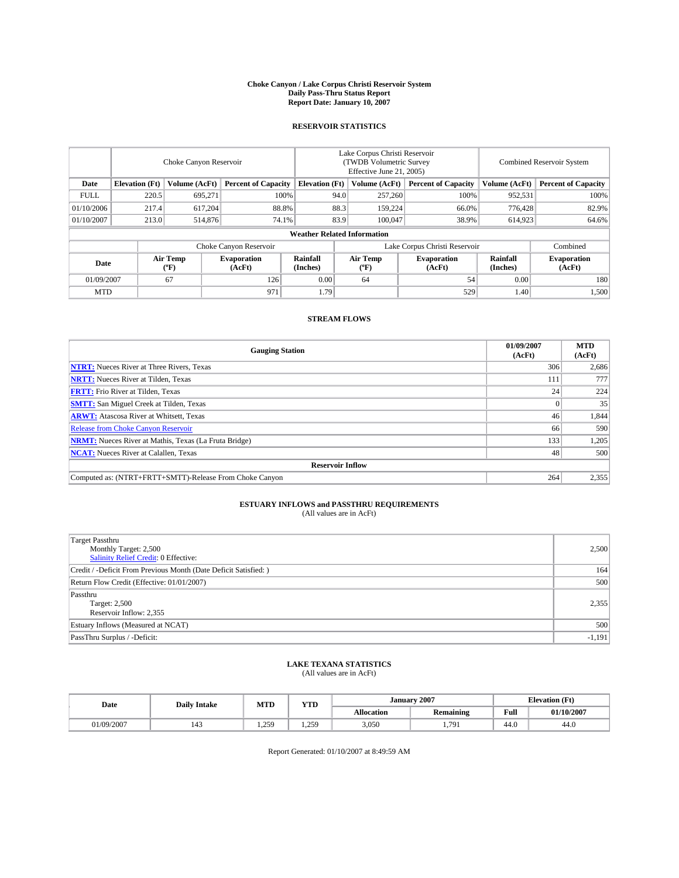**Choke Canyon / Lake Corpus Christi Reservoir System**
**Daily Pass-Thru Status Report**
**Report Date: January 10, 2007**

## RESERVOIR STATISTICS

| | Choke Canyon Reservoir | | | Lake Corpus Christi Reservoir (TWDB Volumetric Survey Effective June 21, 2005) | | | Combined Reservoir System | |
|---|---|---|---|---|---|---|---|---|
| **Date** | **Elevation (Ft)** | **Volume (AcFt)** | **Percent of Capacity** | **Elevation (Ft)** | **Volume (AcFt)** | **Percent of Capacity** | **Volume (AcFt)** | **Percent of Capacity** |
| FULL | 220.5 | 695,271 | 100% | 94.0 | 257,260 | 100% | 952,531 | 100% |
| 01/10/2006 | 217.4 | 617,204 | 88.8% | 88.3 | 159,224 | 66.0% | 776,428 | 82.9% |
| 01/10/2007 | 213.0 | 514,876 | 74.1% | 83.9 | 100,047 | 38.9% | 614,923 | 64.6% |

**Weather Related Information**

| | Choke Canyon Reservoir | | | Lake Corpus Christi Reservoir | | | Combined |
|---|---|---|---|---|---|---|---|
| **Date** | **Air Temp (ºF)** | **Evaporation (AcFt)** | **Rainfall (Inches)** | **Air Temp (ºF)** | **Evaporation (AcFt)** | **Rainfall (Inches)** | **Evaporation (AcFt)** |
| 01/09/2007 | 67 | 126 | 0.00 | 64 | 54 | 0.00 | 180 |
| MTD | | 971 | 1.79 | | 529 | 1.40 | 1,500 |

## STREAM FLOWS

| Gauging Station | 01/09/2007 (AcFt) | MTD (AcFt) |
|---|---|---|
| **NTRT:** Nueces River at Three Rivers, Texas | 306 | 2,686 |
| **NRTT:** Nueces River at Tilden, Texas | 111 | 777 |
| **FRTT:** Frio River at Tilden, Texas | 24 | 224 |
| **SMTT:** San Miguel Creek at Tilden, Texas | 0 | 35 |
| **ARWT:** Atascosa River at Whitsett, Texas | 46 | 1,844 |
| Release from Choke Canyon Reservoir | 66 | 590 |
| **NRMT:** Nueces River at Mathis, Texas (La Fruta Bridge) | 133 | 1,205 |
| **NCAT:** Nueces River at Calallen, Texas | 48 | 500 |
| **Reservoir Inflow** | | |
| Computed as: (NTRT+FRTT+SMTT)-Release From Choke Canyon | 264 | 2,355 |

## ESTUARY INFLOWS and PASSTHRU REQUIREMENTS
(All values are in AcFt)

| | |
|---|---|
| Target Passthru<br>Monthly Target: 2,500<br>Salinity Relief Credit: 0 Effective: | 2,500 |
| Credit / -Deficit From Previous Month (Date Deficit Satisfied: ) | 164 |
| Return Flow Credit (Effective: 01/01/2007) | 500 |
| Passthru<br>Target: 2,500<br>Reservoir Inflow: 2,355 | 2,355 |
| Estuary Inflows (Measured at NCAT) | 500 |
| PassThru Surplus / -Deficit: | -1,191 |

## LAKE TEXANA STATISTICS
(All values are in AcFt)

| Date | Daily Intake | MTD | YTD | January 2007 | | Elevation (Ft) | |
|---|---|---|---|---|---|---|---|
| | | | | **Allocation** | **Remaining** | **Full** | **01/10/2007** |
| 01/09/2007 | 143 | 1,259 | 1,259 | 3,050 | 1,791 | 44.0 | 44.0 |

Report Generated: 01/10/2007 at 8:49:59 AM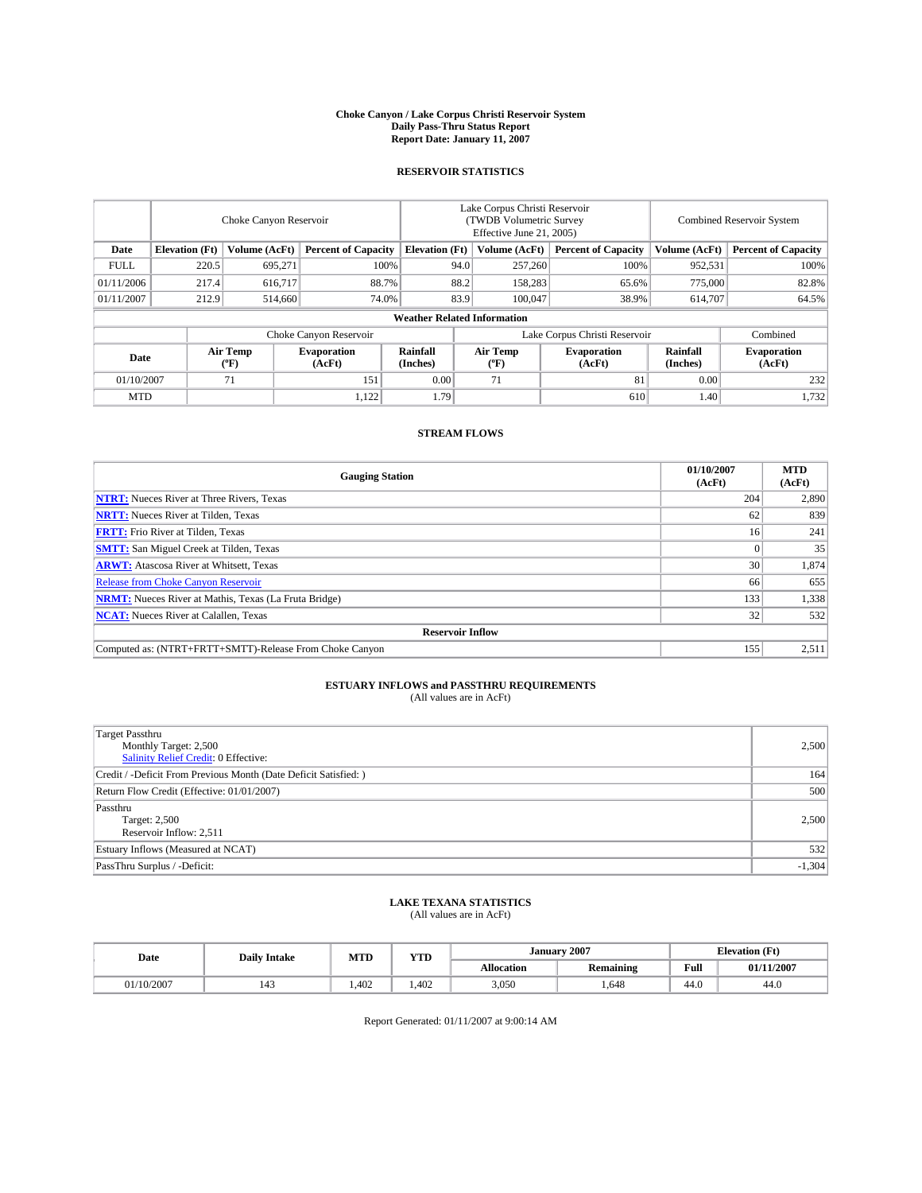# Choke Canyon / Lake Corpus Christi Reservoir System
## Daily Pass-Thru Status Report
## Report Date: January 11, 2007

### RESERVOIR STATISTICS

| | Choke Canyon Reservoir | | | Lake Corpus Christi Reservoir (TWDB Volumetric Survey Effective June 21, 2005) | | | Combined Reservoir System | |
|---|---|---|---|---|---|---|---|---|
| Date | Elevation (Ft) | Volume (AcFt) | Percent of Capacity | Elevation (Ft) | Volume (AcFt) | Percent of Capacity | Volume (AcFt) | Percent of Capacity |
| FULL | 220.5 | 695,271 | 100% | 94.0 | 257,260 | 100% | 952,531 | 100% |
| 01/11/2006 | 217.4 | 616,717 | 88.7% | 88.2 | 158,283 | 65.6% | 775,000 | 82.8% |
| 01/11/2007 | 212.9 | 514,660 | 74.0% | 83.9 | 100,047 | 38.9% | 614,707 | 64.5% |

**Weather Related Information**

| | Choke Canyon Reservoir | | | Lake Corpus Christi Reservoir | | | Combined |
|---|---|---|---|---|---|---|---|
| Date | Air Temp (°F) | Evaporation (AcFt) | Rainfall (Inches) | Air Temp (°F) | Evaporation (AcFt) | Rainfall (Inches) | Evaporation (AcFt) |
| 01/10/2007 | 71 | 151 | 0.00 | 71 | 81 | 0.00 | 232 |
| MTD | | 1,122 | 1.79 | | 610 | 1.40 | 1,732 |

### STREAM FLOWS

| Gauging Station | 01/10/2007 (AcFt) | MTD (AcFt) |
|---|---|---|
| **NTRT:** Nueces River at Three Rivers, Texas | 204 | 2,890 |
| **NRTT:** Nueces River at Tilden, Texas | 62 | 839 |
| **FRTT:** Frio River at Tilden, Texas | 16 | 241 |
| **SMTT:** San Miguel Creek at Tilden, Texas | 0 | 35 |
| **ARWT:** Atascosa River at Whitsett, Texas | 30 | 1,874 |
| Release from Choke Canyon Reservoir | 66 | 655 |
| **NRMT:** Nueces River at Mathis, Texas (La Fruta Bridge) | 133 | 1,338 |
| **NCAT:** Nueces River at Calallen, Texas | 32 | 532 |
| **Reservoir Inflow** | | |
| Computed as: (NTRT+FRTT+SMTT)-Release From Choke Canyon | 155 | 2,511 |

### ESTUARY INFLOWS and PASSTHRU REQUIREMENTS
(All values are in AcFt)

| | |
|---|---|
| Target Passthru<br>Monthly Target: 2,500<br>Salinity Relief Credit: 0 Effective: | 2,500 |
| Credit / -Deficit From Previous Month (Date Deficit Satisfied: ) | 164 |
| Return Flow Credit (Effective: 01/01/2007) | 500 |
| Passthru<br>Target: 2,500<br>Reservoir Inflow: 2,511 | 2,500 |
| Estuary Inflows (Measured at NCAT) | 532 |
| PassThru Surplus / -Deficit: | -1,304 |

### LAKE TEXANA STATISTICS
(All values are in AcFt)

| Date | Daily Intake | MTD | YTD | January 2007 | | Elevation (Ft) | |
|---|---|---|---|---|---|---|---|
| | | | | Allocation | Remaining | Full | 01/11/2007 |
| 01/10/2007 | 143 | 1,402 | 1,402 | 3,050 | 1,648 | 44.0 | 44.0 |

Report Generated: 01/11/2007 at 9:00:14 AM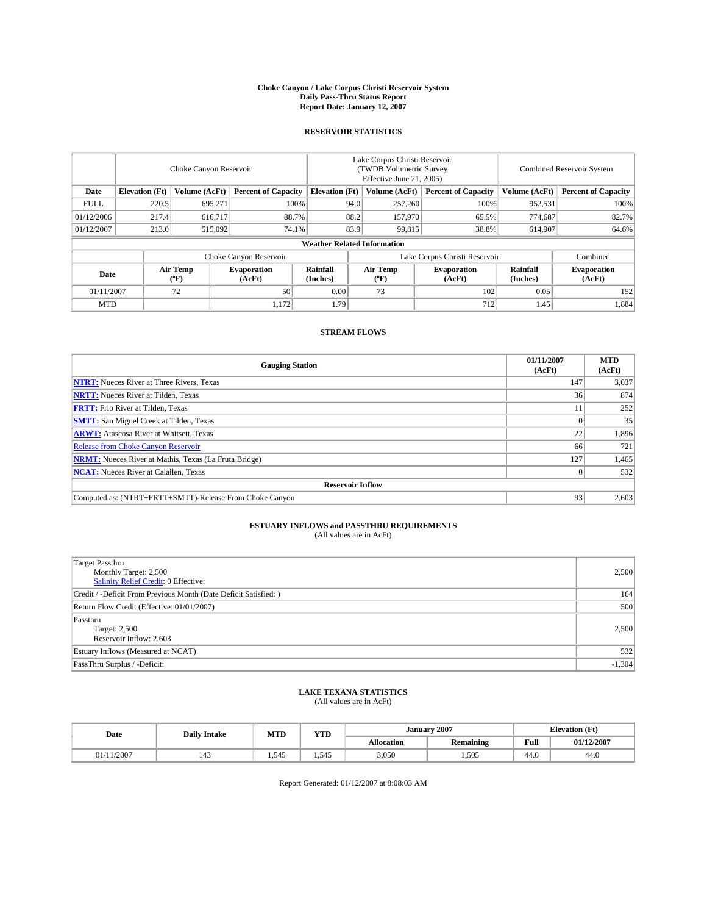# Choke Canyon / Lake Corpus Christi Reservoir System
## Daily Pass-Thru Status Report
### Report Date: January 12, 2007

## RESERVOIR STATISTICS

| | Choke Canyon Reservoir | | | Lake Corpus Christi Reservoir (TWDB Volumetric Survey Effective June 21, 2005) | | | Combined Reservoir System | |
|---|---|---|---|---|---|---|---|---|
| Date | Elevation (Ft) | Volume (AcFt) | Percent of Capacity | Elevation (Ft) | Volume (AcFt) | Percent of Capacity | Volume (AcFt) | Percent of Capacity |
| FULL | 220.5 | 695,271 | 100% | 94.0 | 257,260 | 100% | 952,531 | 100% |
| 01/12/2006 | 217.4 | 616,717 | 88.7% | 88.2 | 157,970 | 65.5% | 774,687 | 82.7% |
| 01/12/2007 | 213.0 | 515,092 | 74.1% | 83.9 | 99,815 | 38.8% | 614,907 | 64.6% |

**Weather Related Information**

| | Choke Canyon Reservoir | | | Lake Corpus Christi Reservoir | | | Combined |
|---|---|---|---|---|---|---|---|
| Date | Air Temp (ºF) | Evaporation (AcFt) | Rainfall (Inches) | Air Temp (ºF) | Evaporation (AcFt) | Rainfall (Inches) | Evaporation (AcFt) |
| 01/11/2007 | 72 | 50 | 0.00 | 73 | 102 | 0.05 | 152 |
| MTD | | 1,172 | 1.79 | | 712 | 1.45 | 1,884 |

## STREAM FLOWS

| Gauging Station | 01/11/2007 (AcFt) | MTD (AcFt) |
|---|---|---|
| **NTRT:** Nueces River at Three Rivers, Texas | 147 | 3,037 |
| **NRTT:** Nueces River at Tilden, Texas | 36 | 874 |
| **FRTT:** Frio River at Tilden, Texas | 11 | 252 |
| **SMTT:** San Miguel Creek at Tilden, Texas | 0 | 35 |
| **ARWT:** Atascosa River at Whitsett, Texas | 22 | 1,896 |
| Release from Choke Canyon Reservoir | 66 | 721 |
| **NRMT:** Nueces River at Mathis, Texas (La Fruta Bridge) | 127 | 1,465 |
| **NCAT:** Nueces River at Calallen, Texas | 0 | 532 |
| **Reservoir Inflow** | | |
| Computed as: (NTRT+FRTT+SMTT)-Release From Choke Canyon | 93 | 2,603 |

## ESTUARY INFLOWS and PASSTHRU REQUIREMENTS
(All values are in AcFt)

| | |
|---|---|
| Target Passthru<br>Monthly Target: 2,500<br>Salinity Relief Credit: 0 Effective: | 2,500 |
| Credit / -Deficit From Previous Month (Date Deficit Satisfied: ) | 164 |
| Return Flow Credit (Effective: 01/01/2007) | 500 |
| Passthru<br>Target: 2,500<br>Reservoir Inflow: 2,603 | 2,500 |
| Estuary Inflows (Measured at NCAT) | 532 |
| PassThru Surplus / -Deficit: | -1,304 |

## LAKE TEXANA STATISTICS
(All values are in AcFt)

| Date | Daily Intake | MTD | YTD | January 2007 | | Elevation (Ft) | |
|---|---|---|---|---|---|---|---|
| | | | | Allocation | Remaining | Full | 01/12/2007 |
| 01/11/2007 | 143 | 1,545 | 1,545 | 3,050 | 1,505 | 44.0 | 44.0 |

Report Generated: 01/12/2007 at 8:08:03 AM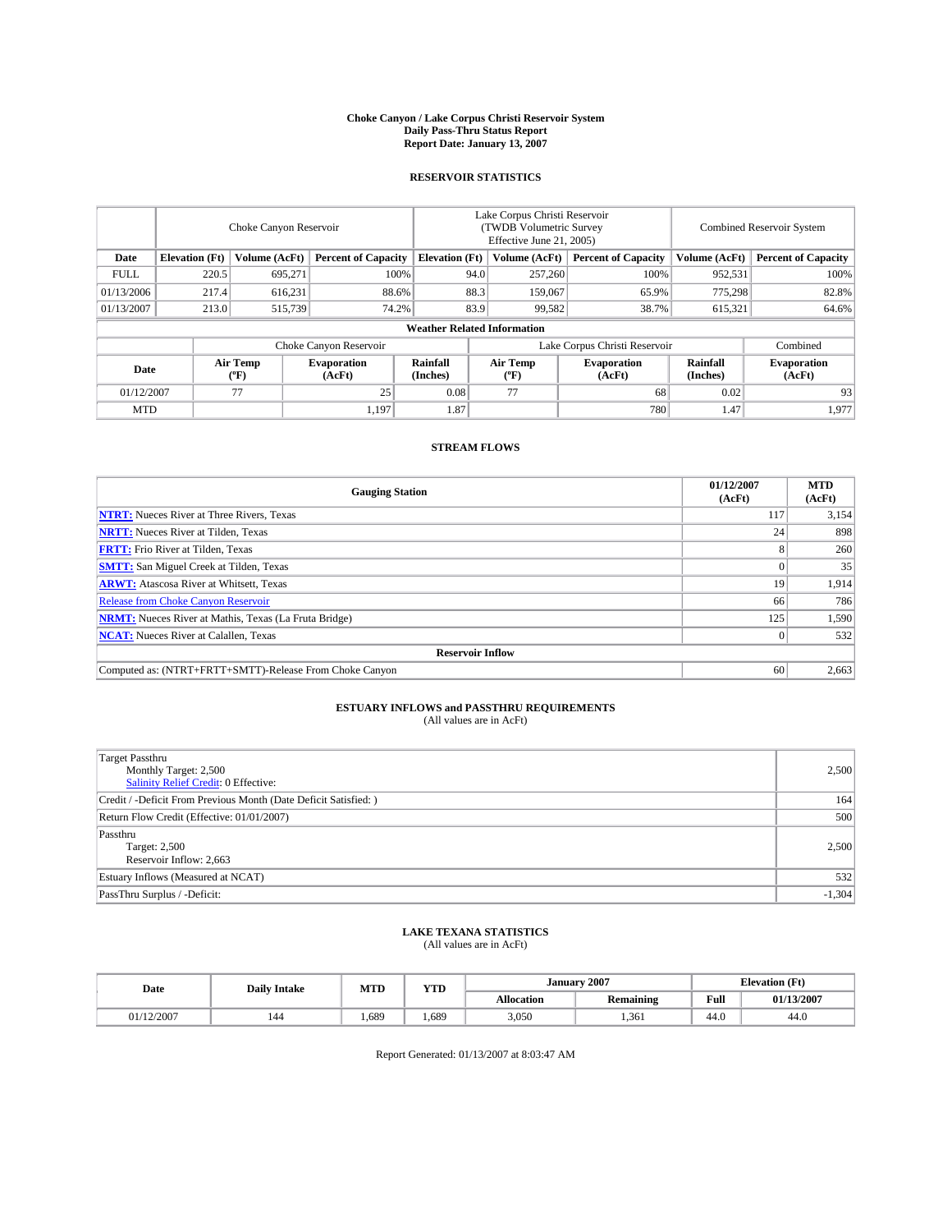# Choke Canyon / Lake Corpus Christi Reservoir System
## Daily Pass-Thru Status Report
## Report Date: January 13, 2007

### RESERVOIR STATISTICS

| | Choke Canyon Reservoir | | | Lake Corpus Christi Reservoir (TWDB Volumetric Survey Effective June 21, 2005) | | | Combined Reservoir System | |
|---|---|---|---|---|---|---|---|---|
| Date | Elevation (Ft) | Volume (AcFt) | Percent of Capacity | Elevation (Ft) | Volume (AcFt) | Percent of Capacity | Volume (AcFt) | Percent of Capacity |
| FULL | 220.5 | 695,271 | 100% | 94.0 | 257,260 | 100% | 952,531 | 100% |
| 01/13/2006 | 217.4 | 616,231 | 88.6% | 88.3 | 159,067 | 65.9% | 775,298 | 82.8% |
| 01/13/2007 | 213.0 | 515,739 | 74.2% | 83.9 | 99,582 | 38.7% | 615,321 | 64.6% |

**Weather Related Information**

| | Choke Canyon Reservoir | | | Lake Corpus Christi Reservoir | | | Combined |
|---|---|---|---|---|---|---|---|
| Date | Air Temp (°F) | Evaporation (AcFt) | Rainfall (Inches) | Air Temp (°F) | Evaporation (AcFt) | Rainfall (Inches) | Evaporation (AcFt) |
| 01/12/2007 | 77 | 25 | 0.08 | 77 | 68 | 0.02 | 93 |
| MTD | | 1,197 | 1.87 | | 780 | 1.47 | 1,977 |

### STREAM FLOWS

| Gauging Station | 01/12/2007 (AcFt) | MTD (AcFt) |
|---|---|---|
| **NTRT:** Nueces River at Three Rivers, Texas | 117 | 3,154 |
| **NRTT:** Nueces River at Tilden, Texas | 24 | 898 |
| **FRTT:** Frio River at Tilden, Texas | 8 | 260 |
| **SMTT:** San Miguel Creek at Tilden, Texas | 0 | 35 |
| **ARWT:** Atascosa River at Whitsett, Texas | 19 | 1,914 |
| Release from Choke Canyon Reservoir | 66 | 786 |
| **NRMT:** Nueces River at Mathis, Texas (La Fruta Bridge) | 125 | 1,590 |
| **NCAT:** Nueces River at Calallen, Texas | 0 | 532 |
| **Reservoir Inflow** | | |
| Computed as: (NTRT+FRTT+SMTT)-Release From Choke Canyon | 60 | 2,663 |

### ESTUARY INFLOWS and PASSTHRU REQUIREMENTS
(All values are in AcFt)

| | |
|---|---|
| Target Passthru<br>Monthly Target: 2,500<br>Salinity Relief Credit: 0 Effective: | 2,500 |
| Credit / -Deficit From Previous Month (Date Deficit Satisfied: ) | 164 |
| Return Flow Credit (Effective: 01/01/2007) | 500 |
| Passthru<br>Target: 2,500<br>Reservoir Inflow: 2,663 | 2,500 |
| Estuary Inflows (Measured at NCAT) | 532 |
| PassThru Surplus / -Deficit: | -1,304 |

### LAKE TEXANA STATISTICS
(All values are in AcFt)

| Date | Daily Intake | MTD | YTD | January 2007 | | Elevation (Ft) | |
|---|---|---|---|---|---|---|---|
| | | | | Allocation | Remaining | Full | 01/13/2007 |
| 01/12/2007 | 144 | 1,689 | 1,689 | 3,050 | 1,361 | 44.0 | 44.0 |

Report Generated: 01/13/2007 at 8:03:47 AM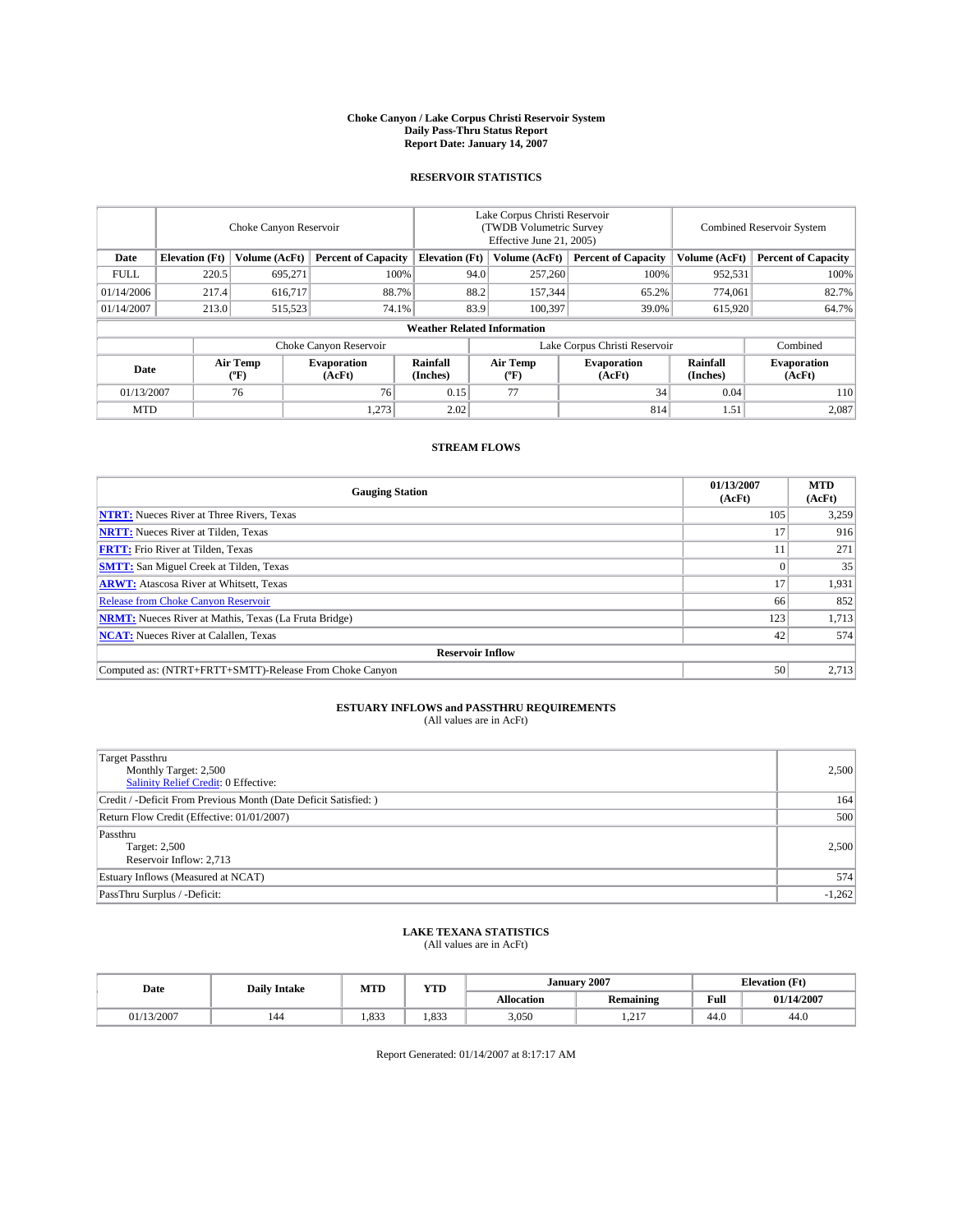# Choke Canyon / Lake Corpus Christi Reservoir System
## Daily Pass-Thru Status Report
## Report Date: January 14, 2007

### RESERVOIR STATISTICS

| | Choke Canyon Reservoir | | | Lake Corpus Christi Reservoir (TWDB Volumetric Survey Effective June 21, 2005) | | | Combined Reservoir System | |
|---|---|---|---|---|---|---|---|---|
| Date | Elevation (Ft) | Volume (AcFt) | Percent of Capacity | Elevation (Ft) | Volume (AcFt) | Percent of Capacity | Volume (AcFt) | Percent of Capacity |
| FULL | 220.5 | 695,271 | 100% | 94.0 | 257,260 | 100% | 952,531 | 100% |
| 01/14/2006 | 217.4 | 616,717 | 88.7% | 88.2 | 157,344 | 65.2% | 774,061 | 82.7% |
| 01/14/2007 | 213.0 | 515,523 | 74.1% | 83.9 | 100,397 | 39.0% | 615,920 | 64.7% |

**Weather Related Information**

| | Choke Canyon Reservoir | | | Lake Corpus Christi Reservoir | | | Combined |
|---|---|---|---|---|---|---|---|
| Date | Air Temp (°F) | Evaporation (AcFt) | Rainfall (Inches) | Air Temp (°F) | Evaporation (AcFt) | Rainfall (Inches) | Evaporation (AcFt) |
| 01/13/2007 | 76 | 76 | 0.15 | 77 | 34 | 0.04 | 110 |
| MTD | | 1,273 | 2.02 | | 814 | 1.51 | 2,087 |

### STREAM FLOWS

| Gauging Station | 01/13/2007 (AcFt) | MTD (AcFt) |
|---|---|---|
| **NTRT:** Nueces River at Three Rivers, Texas | 105 | 3,259 |
| **NRTT:** Nueces River at Tilden, Texas | 17 | 916 |
| **FRTT:** Frio River at Tilden, Texas | 11 | 271 |
| **SMTT:** San Miguel Creek at Tilden, Texas | 0 | 35 |
| **ARWT:** Atascosa River at Whitsett, Texas | 17 | 1,931 |
| Release from Choke Canyon Reservoir | 66 | 852 |
| **NRMT:** Nueces River at Mathis, Texas (La Fruta Bridge) | 123 | 1,713 |
| **NCAT:** Nueces River at Calallen, Texas | 42 | 574 |
| **Reservoir Inflow** | | |
| Computed as: (NTRT+FRTT+SMTT)-Release From Choke Canyon | 50 | 2,713 |

### ESTUARY INFLOWS and PASSTHRU REQUIREMENTS
(All values are in AcFt)

| | |
|---|---|
| Target Passthru<br>Monthly Target: 2,500<br>Salinity Relief Credit: 0 Effective: | 2,500 |
| Credit / -Deficit From Previous Month (Date Deficit Satisfied: ) | 164 |
| Return Flow Credit (Effective: 01/01/2007) | 500 |
| Passthru<br>Target: 2,500<br>Reservoir Inflow: 2,713 | 2,500 |
| Estuary Inflows (Measured at NCAT) | 574 |
| PassThru Surplus / -Deficit: | -1,262 |

### LAKE TEXANA STATISTICS
(All values are in AcFt)

| Date | Daily Intake | MTD | YTD | January 2007 | | Elevation (Ft) | |
|---|---|---|---|---|---|---|---|
| | | | | Allocation | Remaining | Full | 01/14/2007 |
| 01/13/2007 | 144 | 1,833 | 1,833 | 3,050 | 1,217 | 44.0 | 44.0 |

Report Generated: 01/14/2007 at 8:17:17 AM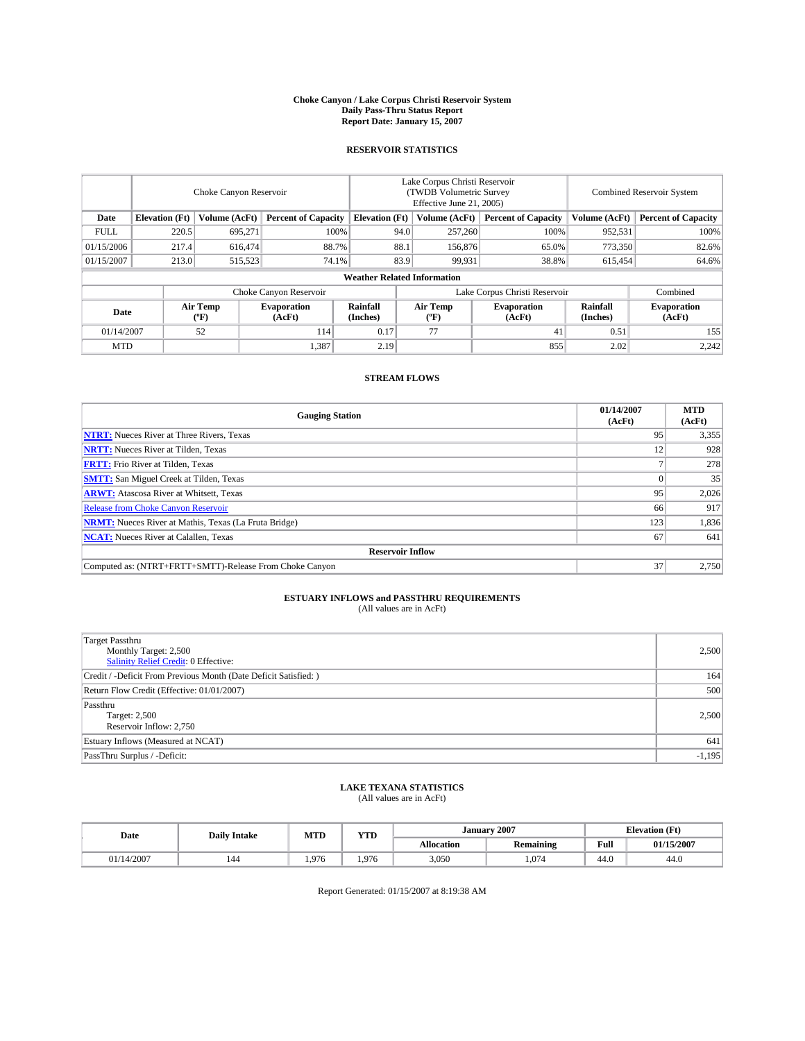# Choke Canyon / Lake Corpus Christi Reservoir System
## Daily Pass-Thru Status Report
## Report Date: January 15, 2007

### RESERVOIR STATISTICS

| | Choke Canyon Reservoir | | | Lake Corpus Christi Reservoir (TWDB Volumetric Survey Effective June 21, 2005) | | | Combined Reservoir System | |
|---|---|---|---|---|---|---|---|---|
| Date | Elevation (Ft) | Volume (AcFt) | Percent of Capacity | Elevation (Ft) | Volume (AcFt) | Percent of Capacity | Volume (AcFt) | Percent of Capacity |
| FULL | 220.5 | 695,271 | 100% | 94.0 | 257,260 | 100% | 952,531 | 100% |
| 01/15/2006 | 217.4 | 616,474 | 88.7% | 88.1 | 156,876 | 65.0% | 773,350 | 82.6% |
| 01/15/2007 | 213.0 | 515,523 | 74.1% | 83.9 | 99,931 | 38.8% | 615,454 | 64.6% |

**Weather Related Information**

| | Choke Canyon Reservoir | | | Lake Corpus Christi Reservoir | | | Combined |
|---|---|---|---|---|---|---|---|
| Date | Air Temp (ºF) | Evaporation (AcFt) | Rainfall (Inches) | Air Temp (ºF) | Evaporation (AcFt) | Rainfall (Inches) | Evaporation (AcFt) |
| 01/14/2007 | 52 | 114 | 0.17 | 77 | 41 | 0.51 | 155 |
| MTD | | 1,387 | 2.19 | | 855 | 2.02 | 2,242 |

### STREAM FLOWS

| Gauging Station | 01/14/2007 (AcFt) | MTD (AcFt) |
|---|---|---|
| NTRT: Nueces River at Three Rivers, Texas | 95 | 3,355 |
| NRTT: Nueces River at Tilden, Texas | 12 | 928 |
| FRTT: Frio River at Tilden, Texas | 7 | 278 |
| SMTT: San Miguel Creek at Tilden, Texas | 0 | 35 |
| ARWT: Atascosa River at Whitsett, Texas | 95 | 2,026 |
| Release from Choke Canyon Reservoir | 66 | 917 |
| NRMT: Nueces River at Mathis, Texas (La Fruta Bridge) | 123 | 1,836 |
| NCAT: Nueces River at Calallen, Texas | 67 | 641 |
| **Reservoir Inflow** | | |
| Computed as: (NTRT+FRTT+SMTT)-Release From Choke Canyon | 37 | 2,750 |

### ESTUARY INFLOWS and PASSTHRU REQUIREMENTS
(All values are in AcFt)

| | |
|---|---|
| Target Passthru<br>Monthly Target: 2,500<br>Salinity Relief Credit: 0 Effective: | 2,500 |
| Credit / -Deficit From Previous Month (Date Deficit Satisfied: ) | 164 |
| Return Flow Credit (Effective: 01/01/2007) | 500 |
| Passthru<br>Target: 2,500<br>Reservoir Inflow: 2,750 | 2,500 |
| Estuary Inflows (Measured at NCAT) | 641 |
| PassThru Surplus / -Deficit: | -1,195 |

### LAKE TEXANA STATISTICS
(All values are in AcFt)

| Date | Daily Intake | MTD | YTD | January 2007 | | Elevation (Ft) | |
|---|---|---|---|---|---|---|---|
| | | | | Allocation | Remaining | Full | 01/15/2007 |
| 01/14/2007 | 144 | 1,976 | 1,976 | 3,050 | 1,074 | 44.0 | 44.0 |

Report Generated: 01/15/2007 at 8:19:38 AM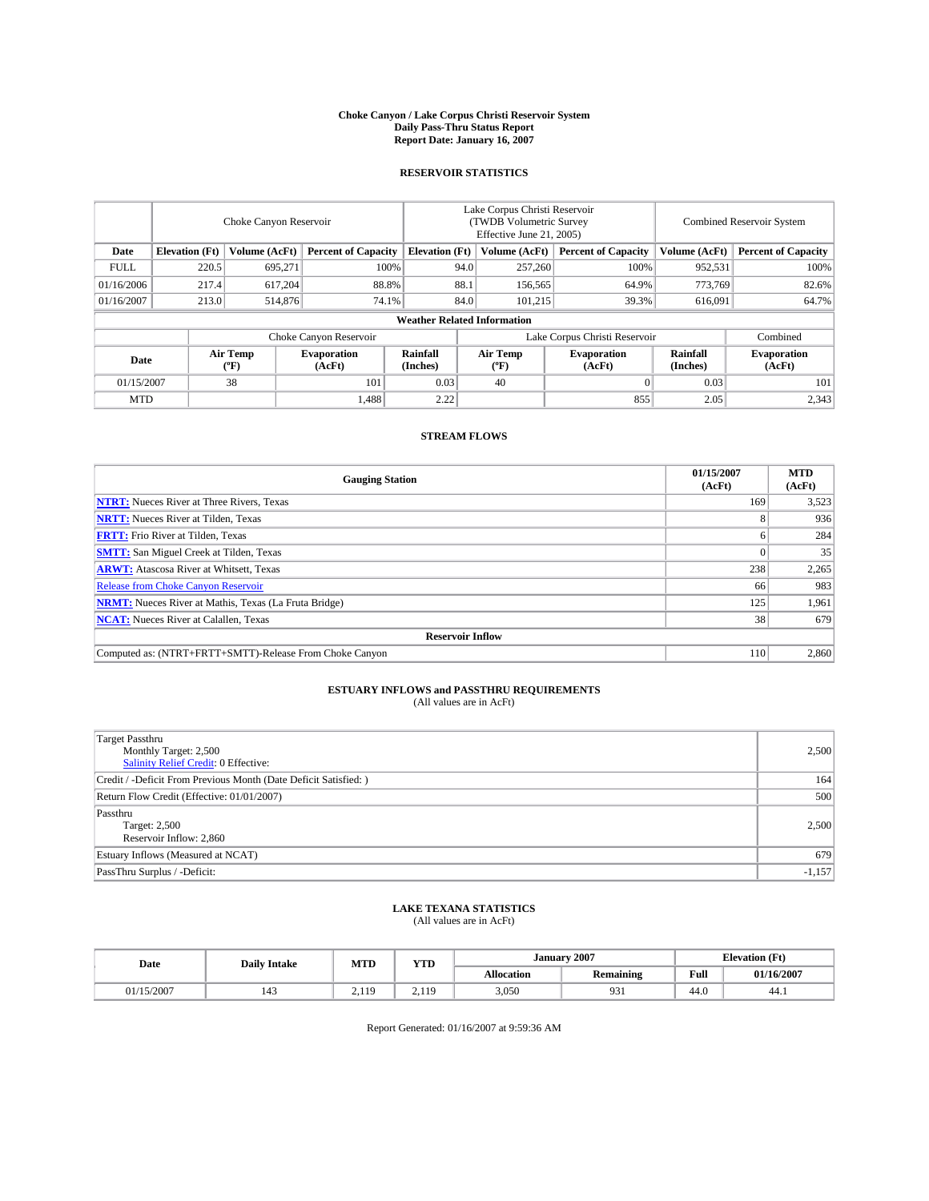# Choke Canyon / Lake Corpus Christi Reservoir System
## Daily Pass-Thru Status Report
### Report Date: January 16, 2007

## RESERVOIR STATISTICS

| | Choke Canyon Reservoir | | | Lake Corpus Christi Reservoir (TWDB Volumetric Survey Effective June 21, 2005) | | | Combined Reservoir System | |
|---|---|---|---|---|---|---|---|---|
| Date | Elevation (Ft) | Volume (AcFt) | Percent of Capacity | Elevation (Ft) | Volume (AcFt) | Percent of Capacity | Volume (AcFt) | Percent of Capacity |
| FULL | 220.5 | 695,271 | 100% | 94.0 | 257,260 | 100% | 952,531 | 100% |
| 01/16/2006 | 217.4 | 617,204 | 88.8% | 88.1 | 156,565 | 64.9% | 773,769 | 82.6% |
| 01/16/2007 | 213.0 | 514,876 | 74.1% | 84.0 | 101,215 | 39.3% | 616,091 | 64.7% |

**Weather Related Information**

| | Choke Canyon Reservoir | | | Lake Corpus Christi Reservoir | | | Combined |
|---|---|---|---|---|---|---|---|
| Date | Air Temp (ºF) | Evaporation (AcFt) | Rainfall (Inches) | Air Temp (ºF) | Evaporation (AcFt) | Rainfall (Inches) | Evaporation (AcFt) |
| 01/15/2007 | 38 | 101 | 0.03 | 40 | 0 | 0.03 | 101 |
| MTD | | 1,488 | 2.22 | | 855 | 2.05 | 2,343 |

## STREAM FLOWS

| Gauging Station | 01/15/2007 (AcFt) | MTD (AcFt) |
|---|---|---|
| **NTRT:** Nueces River at Three Rivers, Texas | 169 | 3,523 |
| **NRTT:** Nueces River at Tilden, Texas | 8 | 936 |
| **FRTT:** Frio River at Tilden, Texas | 6 | 284 |
| **SMTT:** San Miguel Creek at Tilden, Texas | 0 | 35 |
| **ARWT:** Atascosa River at Whitsett, Texas | 238 | 2,265 |
| Release from Choke Canyon Reservoir | 66 | 983 |
| **NRMT:** Nueces River at Mathis, Texas (La Fruta Bridge) | 125 | 1,961 |
| **NCAT:** Nueces River at Calallen, Texas | 38 | 679 |
| **Reservoir Inflow** | | |
| Computed as: (NTRT+FRTT+SMTT)-Release From Choke Canyon | 110 | 2,860 |

## ESTUARY INFLOWS and PASSTHRU REQUIREMENTS
(All values are in AcFt)

| | |
|---|---|
| Target Passthru<br>Monthly Target: 2,500<br>Salinity Relief Credit: 0 Effective: | 2,500 |
| Credit / -Deficit From Previous Month (Date Deficit Satisfied: ) | 164 |
| Return Flow Credit (Effective: 01/01/2007) | 500 |
| Passthru<br>Target: 2,500<br>Reservoir Inflow: 2,860 | 2,500 |
| Estuary Inflows (Measured at NCAT) | 679 |
| PassThru Surplus / -Deficit: | -1,157 |

## LAKE TEXANA STATISTICS
(All values are in AcFt)

| Date | Daily Intake | MTD | YTD | January 2007 | | Elevation (Ft) | |
|---|---|---|---|---|---|---|---|
| | | | | Allocation | Remaining | Full | 01/16/2007 |
| 01/15/2007 | 143 | 2,119 | 2,119 | 3,050 | 931 | 44.0 | 44.1 |

Report Generated: 01/16/2007 at 9:59:36 AM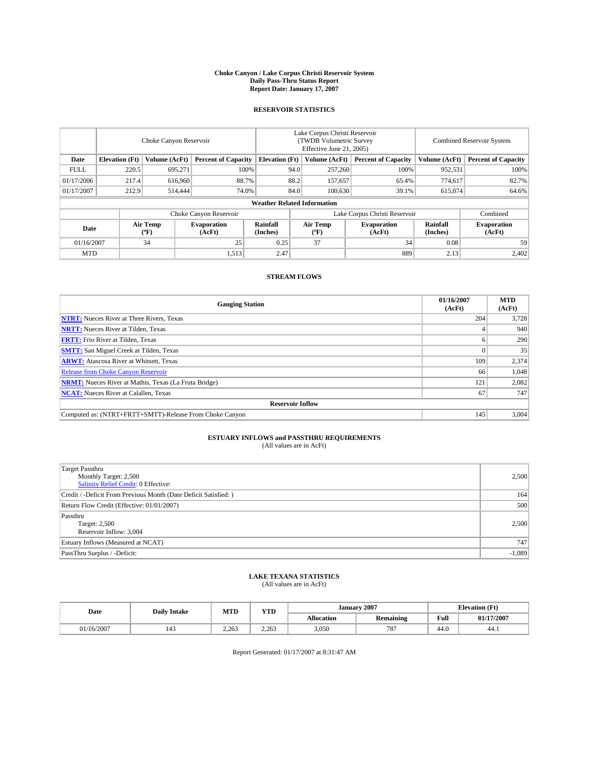# Choke Canyon / Lake Corpus Christi Reservoir System
## Daily Pass-Thru Status Report
### Report Date: January 17, 2007

## RESERVOIR STATISTICS

| | Choke Canyon Reservoir | | | Lake Corpus Christi Reservoir (TWDB Volumetric Survey Effective June 21, 2005) | | | Combined Reservoir System | |
|---|---|---|---|---|---|---|---|---|
| Date | Elevation (Ft) | Volume (AcFt) | Percent of Capacity | Elevation (Ft) | Volume (AcFt) | Percent of Capacity | Volume (AcFt) | Percent of Capacity |
| FULL | 220.5 | 695,271 | 100% | 94.0 | 257,260 | 100% | 952,531 | 100% |
| 01/17/2006 | 217.4 | 616,960 | 88.7% | 88.2 | 157,657 | 65.4% | 774,617 | 82.7% |
| 01/17/2007 | 212.9 | 514,444 | 74.0% | 84.0 | 100,630 | 39.1% | 615,074 | 64.6% |

**Weather Related Information**

| | Choke Canyon Reservoir | | | Lake Corpus Christi Reservoir | | | Combined |
|---|---|---|---|---|---|---|---|
| Date | Air Temp (ºF) | Evaporation (AcFt) | Rainfall (Inches) | Air Temp (ºF) | Evaporation (AcFt) | Rainfall (Inches) | Evaporation (AcFt) |
| 01/16/2007 | 34 | 25 | 0.25 | 37 | 34 | 0.08 | 59 |
| MTD | | 1,513 | 2.47 | | 889 | 2.13 | 2,402 |

## STREAM FLOWS

| Gauging Station | 01/16/2007 (AcFt) | MTD (AcFt) |
|---|---|---|
| **NTRT:** Nueces River at Three Rivers, Texas | 204 | 3,728 |
| **NRTT:** Nueces River at Tilden, Texas | 4 | 940 |
| **FRTT:** Frio River at Tilden, Texas | 6 | 290 |
| **SMTT:** San Miguel Creek at Tilden, Texas | 0 | 35 |
| **ARWT:** Atascosa River at Whitsett, Texas | 109 | 2,374 |
| Release from Choke Canyon Reservoir | 66 | 1,048 |
| **NRMT:** Nueces River at Mathis, Texas (La Fruta Bridge) | 121 | 2,082 |
| **NCAT:** Nueces River at Calallen, Texas | 67 | 747 |
| **Reservoir Inflow** | | |
| Computed as: (NTRT+FRTT+SMTT)-Release From Choke Canyon | 145 | 3,004 |

## ESTUARY INFLOWS and PASSTHRU REQUIREMENTS
(All values are in AcFt)

| | |
|---|---|
| Target Passthru<br>Monthly Target: 2,500<br>Salinity Relief Credit: 0 Effective: | 2,500 |
| Credit / -Deficit From Previous Month (Date Deficit Satisfied: ) | 164 |
| Return Flow Credit (Effective: 01/01/2007) | 500 |
| Passthru<br>Target: 2,500<br>Reservoir Inflow: 3,004 | 2,500 |
| Estuary Inflows (Measured at NCAT) | 747 |
| PassThru Surplus / -Deficit: | -1,089 |

## LAKE TEXANA STATISTICS
(All values are in AcFt)

| Date | Daily Intake | MTD | YTD | January 2007 | | Elevation (Ft) | |
|---|---|---|---|---|---|---|---|
| | | | | Allocation | Remaining | Full | 01/17/2007 |
| 01/16/2007 | 143 | 2,263 | 2,263 | 3,050 | 787 | 44.0 | 44.1 |

Report Generated: 01/17/2007 at 8:31:47 AM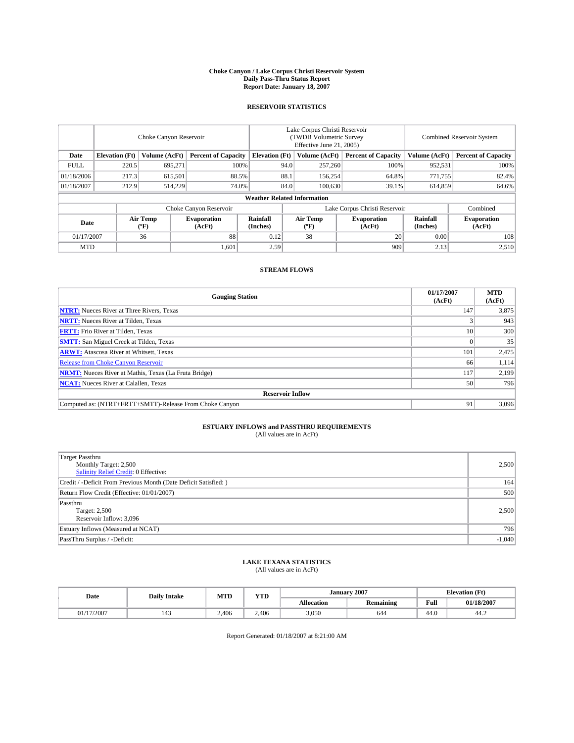# Choke Canyon / Lake Corpus Christi Reservoir System
## Daily Pass-Thru Status Report
### Report Date: January 18, 2007

## RESERVOIR STATISTICS

| | Choke Canyon Reservoir | | | Lake Corpus Christi Reservoir (TWDB Volumetric Survey Effective June 21, 2005) | | | Combined Reservoir System | |
|---|---|---|---|---|---|---|---|---|
| Date | Elevation (Ft) | Volume (AcFt) | Percent of Capacity | Elevation (Ft) | Volume (AcFt) | Percent of Capacity | Volume (AcFt) | Percent of Capacity |
| FULL | 220.5 | 695,271 | 100% | 94.0 | 257,260 | 100% | 952,531 | 100% |
| 01/18/2006 | 217.3 | 615,501 | 88.5% | 88.1 | 156,254 | 64.8% | 771,755 | 82.4% |
| 01/18/2007 | 212.9 | 514,229 | 74.0% | 84.0 | 100,630 | 39.1% | 614,859 | 64.6% |

**Weather Related Information**

| | Choke Canyon Reservoir | | | Lake Corpus Christi Reservoir | | | Combined |
|---|---|---|---|---|---|---|---|
| Date | Air Temp (°F) | Evaporation (AcFt) | Rainfall (Inches) | Air Temp (°F) | Evaporation (AcFt) | Rainfall (Inches) | Evaporation (AcFt) |
| 01/17/2007 | 36 | 88 | 0.12 | 38 | 20 | 0.00 | 108 |
| MTD | | 1,601 | 2.59 | | 909 | 2.13 | 2,510 |

## STREAM FLOWS

| Gauging Station | 01/17/2007 (AcFt) | MTD (AcFt) |
|---|---|---|
| **NTRT:** Nueces River at Three Rivers, Texas | 147 | 3,875 |
| **NRTT:** Nueces River at Tilden, Texas | 3 | 943 |
| **FRTT:** Frio River at Tilden, Texas | 10 | 300 |
| **SMTT:** San Miguel Creek at Tilden, Texas | 0 | 35 |
| **ARWT:** Atascosa River at Whitsett, Texas | 101 | 2,475 |
| Release from Choke Canyon Reservoir | 66 | 1,114 |
| **NRMT:** Nueces River at Mathis, Texas (La Fruta Bridge) | 117 | 2,199 |
| **NCAT:** Nueces River at Calallen, Texas | 50 | 796 |
| **Reservoir Inflow** | | |
| Computed as: (NTRT+FRTT+SMTT)-Release From Choke Canyon | 91 | 3,096 |

## ESTUARY INFLOWS and PASSTHRU REQUIREMENTS
(All values are in AcFt)

| | |
|---|---|
| Target Passthru<br>Monthly Target: 2,500<br>Salinity Relief Credit: 0 Effective: | 2,500 |
| Credit / -Deficit From Previous Month (Date Deficit Satisfied: ) | 164 |
| Return Flow Credit (Effective: 01/01/2007) | 500 |
| Passthru<br>Target: 2,500<br>Reservoir Inflow: 3,096 | 2,500 |
| Estuary Inflows (Measured at NCAT) | 796 |
| PassThru Surplus / -Deficit: | -1,040 |

## LAKE TEXANA STATISTICS
(All values are in AcFt)

| Date | Daily Intake | MTD | YTD | January 2007 | | Elevation (Ft) | |
|---|---|---|---|---|---|---|---|
| | | | | Allocation | Remaining | Full | 01/18/2007 |
| 01/17/2007 | 143 | 2,406 | 2,406 | 3,050 | 644 | 44.0 | 44.2 |

Report Generated: 01/18/2007 at 8:21:00 AM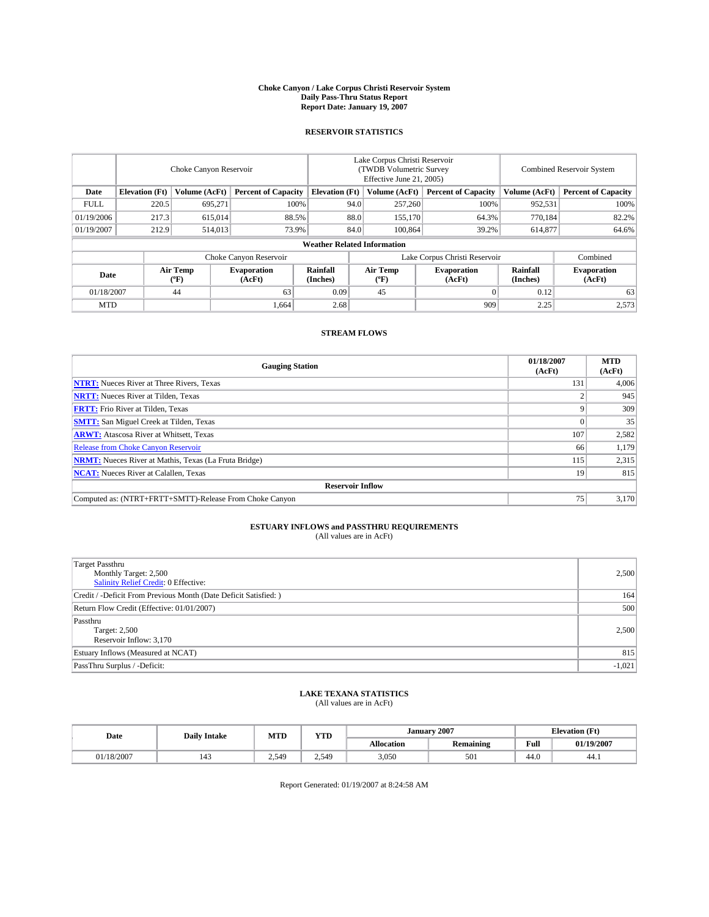**Choke Canyon / Lake Corpus Christi Reservoir System**
**Daily Pass-Thru Status Report**
**Report Date: January 19, 2007**

## RESERVOIR STATISTICS

| | Choke Canyon Reservoir | | | Lake Corpus Christi Reservoir (TWDB Volumetric Survey Effective June 21, 2005) | | | Combined Reservoir System | |
|---|---|---|---|---|---|---|---|---|
| **Date** | **Elevation (Ft)** | **Volume (AcFt)** | **Percent of Capacity** | **Elevation (Ft)** | **Volume (AcFt)** | **Percent of Capacity** | **Volume (AcFt)** | **Percent of Capacity** |
| FULL | 220.5 | 695,271 | 100% | 94.0 | 257,260 | 100% | 952,531 | 100% |
| 01/19/2006 | 217.3 | 615,014 | 88.5% | 88.0 | 155,170 | 64.3% | 770,184 | 82.2% |
| 01/19/2007 | 212.9 | 514,013 | 73.9% | 84.0 | 100,864 | 39.2% | 614,877 | 64.6% |

**Weather Related Information**

| | Choke Canyon Reservoir | | | Lake Corpus Christi Reservoir | | | Combined |
|---|---|---|---|---|---|---|---|
| **Date** | **Air Temp (ºF)** | **Evaporation (AcFt)** | **Rainfall (Inches)** | **Air Temp (ºF)** | **Evaporation (AcFt)** | **Rainfall (Inches)** | **Evaporation (AcFt)** |
| 01/18/2007 | 44 | 63 | 0.09 | 45 | 0 | 0.12 | 63 |
| MTD | | 1,664 | 2.68 | | 909 | 2.25 | 2,573 |

## STREAM FLOWS

| Gauging Station | 01/18/2007 (AcFt) | MTD (AcFt) |
|---|---|---|
| **NTRT:** Nueces River at Three Rivers, Texas | 131 | 4,006 |
| **NRTT:** Nueces River at Tilden, Texas | 2 | 945 |
| **FRTT:** Frio River at Tilden, Texas | 9 | 309 |
| **SMTT:** San Miguel Creek at Tilden, Texas | 0 | 35 |
| **ARWT:** Atascosa River at Whitsett, Texas | 107 | 2,582 |
| Release from Choke Canyon Reservoir | 66 | 1,179 |
| **NRMT:** Nueces River at Mathis, Texas (La Fruta Bridge) | 115 | 2,315 |
| **NCAT:** Nueces River at Calallen, Texas | 19 | 815 |
| **Reservoir Inflow** | | |
| Computed as: (NTRT+FRTT+SMTT)-Release From Choke Canyon | 75 | 3,170 |

## ESTUARY INFLOWS and PASSTHRU REQUIREMENTS
(All values are in AcFt)

| | |
|---|---|
| Target Passthru<br>Monthly Target: 2,500<br>Salinity Relief Credit: 0 Effective: | 2,500 |
| Credit / -Deficit From Previous Month (Date Deficit Satisfied: ) | 164 |
| Return Flow Credit (Effective: 01/01/2007) | 500 |
| Passthru<br>Target: 2,500<br>Reservoir Inflow: 3,170 | 2,500 |
| Estuary Inflows (Measured at NCAT) | 815 |
| PassThru Surplus / -Deficit: | -1,021 |

## LAKE TEXANA STATISTICS
(All values are in AcFt)

| Date | Daily Intake | MTD | YTD | January 2007 | | Elevation (Ft) | |
|---|---|---|---|---|---|---|---|
| | | | | **Allocation** | **Remaining** | **Full** | **01/19/2007** |
| 01/18/2007 | 143 | 2,549 | 2,549 | 3,050 | 501 | 44.0 | 44.1 |

Report Generated: 01/19/2007 at 8:24:58 AM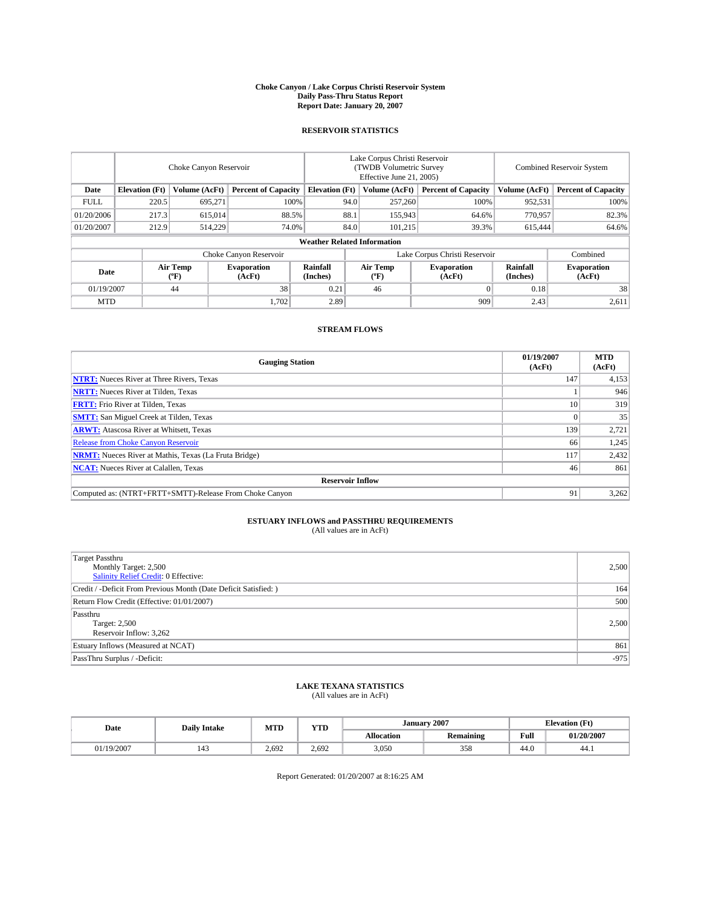# Choke Canyon / Lake Corpus Christi Reservoir System
## Daily Pass-Thru Status Report
## Report Date: January 20, 2007

### RESERVOIR STATISTICS

| | Choke Canyon Reservoir | | | Lake Corpus Christi Reservoir (TWDB Volumetric Survey Effective June 21, 2005) | | | Combined Reservoir System | |
|---|---|---|---|---|---|---|---|---|
| **Date** | **Elevation (Ft)** | **Volume (AcFt)** | **Percent of Capacity** | **Elevation (Ft)** | **Volume (AcFt)** | **Percent of Capacity** | **Volume (AcFt)** | **Percent of Capacity** |
| FULL | 220.5 | 695,271 | 100% | 94.0 | 257,260 | 100% | 952,531 | 100% |
| 01/20/2006 | 217.3 | 615,014 | 88.5% | 88.1 | 155,943 | 64.6% | 770,957 | 82.3% |
| 01/20/2007 | 212.9 | 514,229 | 74.0% | 84.0 | 101,215 | 39.3% | 615,444 | 64.6% |

**Weather Related Information**

| | Choke Canyon Reservoir | | | Lake Corpus Christi Reservoir | | | Combined |
|---|---|---|---|---|---|---|---|
| **Date** | **Air Temp (ºF)** | **Evaporation (AcFt)** | **Rainfall (Inches)** | **Air Temp (ºF)** | **Evaporation (AcFt)** | **Rainfall (Inches)** | **Evaporation (AcFt)** |
| 01/19/2007 | 44 | 38 | 0.21 | 46 | 0 | 0.18 | 38 |
| MTD | | 1,702 | 2.89 | | 909 | 2.43 | 2,611 |

### STREAM FLOWS

| Gauging Station | 01/19/2007 (AcFt) | MTD (AcFt) |
|---|---|---|
| **NTRT:** Nueces River at Three Rivers, Texas | 147 | 4,153 |
| **NRTT:** Nueces River at Tilden, Texas | 1 | 946 |
| **FRTT:** Frio River at Tilden, Texas | 10 | 319 |
| **SMTT:** San Miguel Creek at Tilden, Texas | 0 | 35 |
| **ARWT:** Atascosa River at Whitsett, Texas | 139 | 2,721 |
| Release from Choke Canyon Reservoir | 66 | 1,245 |
| **NRMT:** Nueces River at Mathis, Texas (La Fruta Bridge) | 117 | 2,432 |
| **NCAT:** Nueces River at Calallen, Texas | 46 | 861 |
| **Reservoir Inflow** | | |
| Computed as: (NTRT+FRTT+SMTT)-Release From Choke Canyon | 91 | 3,262 |

### ESTUARY INFLOWS and PASSTHRU REQUIREMENTS
(All values are in AcFt)

| | |
|---|---|
| Target Passthru<br>Monthly Target: 2,500<br>Salinity Relief Credit: 0 Effective: | 2,500 |
| Credit / -Deficit From Previous Month (Date Deficit Satisfied: ) | 164 |
| Return Flow Credit (Effective: 01/01/2007) | 500 |
| Passthru<br>Target: 2,500<br>Reservoir Inflow: 3,262 | 2,500 |
| Estuary Inflows (Measured at NCAT) | 861 |
| PassThru Surplus / -Deficit: | -975 |

### LAKE TEXANA STATISTICS
(All values are in AcFt)

| Date | Daily Intake | MTD | YTD | January 2007 | | Elevation (Ft) | |
|---|---|---|---|---|---|---|---|
| | | | | **Allocation** | **Remaining** | **Full** | **01/20/2007** |
| 01/19/2007 | 143 | 2,692 | 2,692 | 3,050 | 358 | 44.0 | 44.1 |

Report Generated: 01/20/2007 at 8:16:25 AM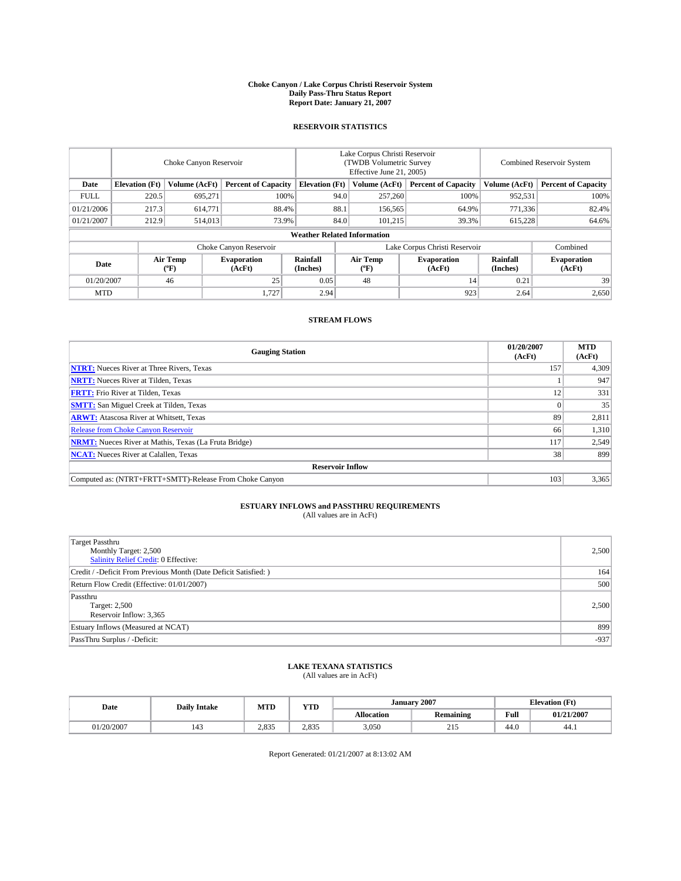# Choke Canyon / Lake Corpus Christi Reservoir System
## Daily Pass-Thru Status Report
## Report Date: January 21, 2007

### RESERVOIR STATISTICS

| | Choke Canyon Reservoir | | | Lake Corpus Christi Reservoir (TWDB Volumetric Survey Effective June 21, 2005) | | | Combined Reservoir System | |
|---|---|---|---|---|---|---|---|---|
| Date | Elevation (Ft) | Volume (AcFt) | Percent of Capacity | Elevation (Ft) | Volume (AcFt) | Percent of Capacity | Volume (AcFt) | Percent of Capacity |
| FULL | 220.5 | 695,271 | 100% | 94.0 | 257,260 | 100% | 952,531 | 100% |
| 01/21/2006 | 217.3 | 614,771 | 88.4% | 88.1 | 156,565 | 64.9% | 771,336 | 82.4% |
| 01/21/2007 | 212.9 | 514,013 | 73.9% | 84.0 | 101,215 | 39.3% | 615,228 | 64.6% |

**Weather Related Information**

| | Choke Canyon Reservoir | | | Lake Corpus Christi Reservoir | | | Combined |
|---|---|---|---|---|---|---|---|
| Date | Air Temp (ºF) | Evaporation (AcFt) | Rainfall (Inches) | Air Temp (ºF) | Evaporation (AcFt) | Rainfall (Inches) | Evaporation (AcFt) |
| 01/20/2007 | 46 | 25 | 0.05 | 48 | 14 | 0.21 | 39 |
| MTD | | 1,727 | 2.94 | | 923 | 2.64 | 2,650 |

### STREAM FLOWS

| Gauging Station | 01/20/2007 (AcFt) | MTD (AcFt) |
|---|---|---|
| NTRT: Nueces River at Three Rivers, Texas | 157 | 4,309 |
| NRTT: Nueces River at Tilden, Texas | 1 | 947 |
| FRTT: Frio River at Tilden, Texas | 12 | 331 |
| SMTT: San Miguel Creek at Tilden, Texas | 0 | 35 |
| ARWT: Atascosa River at Whitsett, Texas | 89 | 2,811 |
| Release from Choke Canyon Reservoir | 66 | 1,310 |
| NRMT: Nueces River at Mathis, Texas (La Fruta Bridge) | 117 | 2,549 |
| NCAT: Nueces River at Calallen, Texas | 38 | 899 |
| **Reservoir Inflow** | | |
| Computed as: (NTRT+FRTT+SMTT)-Release From Choke Canyon | 103 | 3,365 |

### ESTUARY INFLOWS and PASSTHRU REQUIREMENTS
(All values are in AcFt)

| | |
|---|---|
| Target Passthru<br>Monthly Target: 2,500<br>Salinity Relief Credit: 0 Effective: | 2,500 |
| Credit / -Deficit From Previous Month (Date Deficit Satisfied: ) | 164 |
| Return Flow Credit (Effective: 01/01/2007) | 500 |
| Passthru<br>Target: 2,500<br>Reservoir Inflow: 3,365 | 2,500 |
| Estuary Inflows (Measured at NCAT) | 899 |
| PassThru Surplus / -Deficit: | -937 |

### LAKE TEXANA STATISTICS
(All values are in AcFt)

| Date | Daily Intake | MTD | YTD | January 2007 | | Elevation (Ft) | |
|---|---|---|---|---|---|---|---|
| | | | | Allocation | Remaining | Full | 01/21/2007 |
| 01/20/2007 | 143 | 2,835 | 2,835 | 3,050 | 215 | 44.0 | 44.1 |

Report Generated: 01/21/2007 at 8:13:02 AM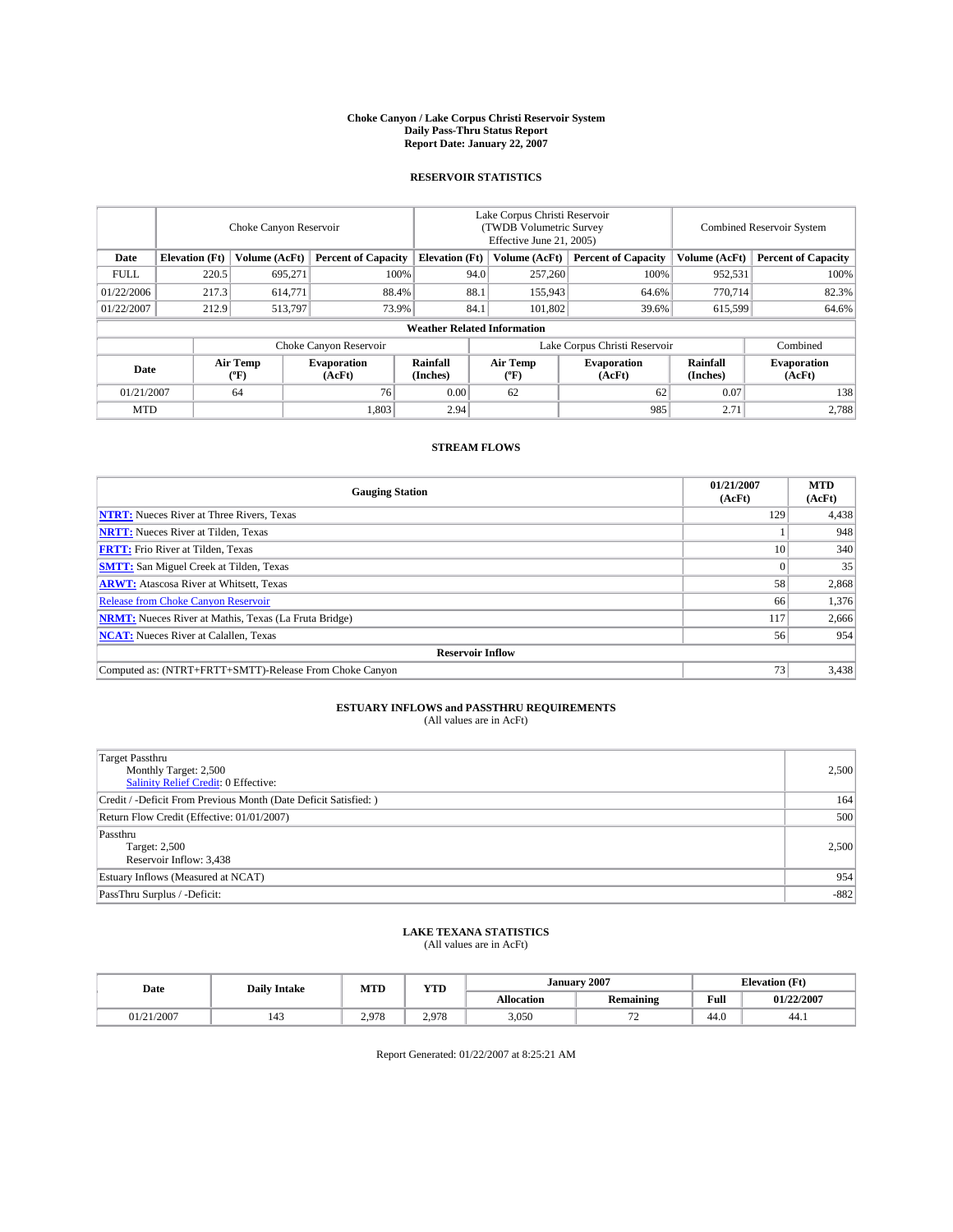# Choke Canyon / Lake Corpus Christi Reservoir System
## Daily Pass-Thru Status Report
## Report Date: January 22, 2007

### RESERVOIR STATISTICS

| | Choke Canyon Reservoir | | | Lake Corpus Christi Reservoir (TWDB Volumetric Survey Effective June 21, 2005) | | | Combined Reservoir System | |
|---|---|---|---|---|---|---|---|---|
| Date | Elevation (Ft) | Volume (AcFt) | Percent of Capacity | Elevation (Ft) | Volume (AcFt) | Percent of Capacity | Volume (AcFt) | Percent of Capacity |
| FULL | 220.5 | 695,271 | 100% | 94.0 | 257,260 | 100% | 952,531 | 100% |
| 01/22/2006 | 217.3 | 614,771 | 88.4% | 88.1 | 155,943 | 64.6% | 770,714 | 82.3% |
| 01/22/2007 | 212.9 | 513,797 | 73.9% | 84.1 | 101,802 | 39.6% | 615,599 | 64.6% |

**Weather Related Information**

| | Choke Canyon Reservoir | | | Lake Corpus Christi Reservoir | | | Combined |
|---|---|---|---|---|---|---|---|
| Date | Air Temp (°F) | Evaporation (AcFt) | Rainfall (Inches) | Air Temp (°F) | Evaporation (AcFt) | Rainfall (Inches) | Evaporation (AcFt) |
| 01/21/2007 | 64 | 76 | 0.00 | 62 | 62 | 0.07 | 138 |
| MTD | | 1,803 | 2.94 | | 985 | 2.71 | 2,788 |

### STREAM FLOWS

| Gauging Station | 01/21/2007 (AcFt) | MTD (AcFt) |
|---|---|---|
| **NTRT:** Nueces River at Three Rivers, Texas | 129 | 4,438 |
| **NRTT:** Nueces River at Tilden, Texas | 1 | 948 |
| **FRTT:** Frio River at Tilden, Texas | 10 | 340 |
| **SMTT:** San Miguel Creek at Tilden, Texas | 0 | 35 |
| **ARWT:** Atascosa River at Whitsett, Texas | 58 | 2,868 |
| Release from Choke Canyon Reservoir | 66 | 1,376 |
| **NRMT:** Nueces River at Mathis, Texas (La Fruta Bridge) | 117 | 2,666 |
| **NCAT:** Nueces River at Calallen, Texas | 56 | 954 |
| **Reservoir Inflow** | | |
| Computed as: (NTRT+FRTT+SMTT)-Release From Choke Canyon | 73 | 3,438 |

### ESTUARY INFLOWS and PASSTHRU REQUIREMENTS
(All values are in AcFt)

| | |
|---|---|
| Target Passthru<br>Monthly Target: 2,500<br>Salinity Relief Credit: 0 Effective: | 2,500 |
| Credit / -Deficit From Previous Month (Date Deficit Satisfied: ) | 164 |
| Return Flow Credit (Effective: 01/01/2007) | 500 |
| Passthru<br>Target: 2,500<br>Reservoir Inflow: 3,438 | 2,500 |
| Estuary Inflows (Measured at NCAT) | 954 |
| PassThru Surplus / -Deficit: | -882 |

### LAKE TEXANA STATISTICS
(All values are in AcFt)

| Date | Daily Intake | MTD | YTD | January 2007 | | Elevation (Ft) | |
|---|---|---|---|---|---|---|---|
| | | | | Allocation | Remaining | Full | 01/22/2007 |
| 01/21/2007 | 143 | 2,978 | 2,978 | 3,050 | 72 | 44.0 | 44.1 |

Report Generated: 01/22/2007 at 8:25:21 AM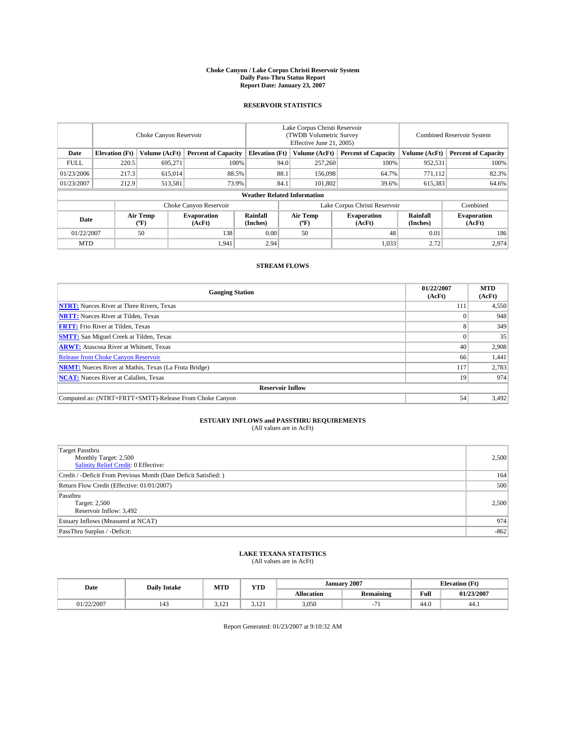# Choke Canyon / Lake Corpus Christi Reservoir System
## Daily Pass-Thru Status Report
## Report Date: January 23, 2007

### RESERVOIR STATISTICS

| | Choke Canyon Reservoir | | | Lake Corpus Christi Reservoir (TWDB Volumetric Survey Effective June 21, 2005) | | | Combined Reservoir System | |
|---|---|---|---|---|---|---|---|---|
| **Date** | **Elevation (Ft)** | **Volume (AcFt)** | **Percent of Capacity** | **Elevation (Ft)** | **Volume (AcFt)** | **Percent of Capacity** | **Volume (AcFt)** | **Percent of Capacity** |
| FULL | 220.5 | 695,271 | 100% | 94.0 | 257,260 | 100% | 952,531 | 100% |
| 01/23/2006 | 217.3 | 615,014 | 88.5% | 88.1 | 156,098 | 64.7% | 771,112 | 82.3% |
| 01/23/2007 | 212.9 | 513,581 | 73.9% | 84.1 | 101,802 | 39.6% | 615,383 | 64.6% |

**Weather Related Information**

| | Choke Canyon Reservoir | | | Lake Corpus Christi Reservoir | | | Combined |
|---|---|---|---|---|---|---|---|
| **Date** | **Air Temp (ºF)** | **Evaporation (AcFt)** | **Rainfall (Inches)** | **Air Temp (ºF)** | **Evaporation (AcFt)** | **Rainfall (Inches)** | **Evaporation (AcFt)** |
| 01/22/2007 | 50 | 138 | 0.00 | 50 | 48 | 0.01 | 186 |
| MTD | | 1,941 | 2.94 | | 1,033 | 2.72 | 2,974 |

### STREAM FLOWS

| Gauging Station | 01/22/2007 (AcFt) | MTD (AcFt) |
|---|---|---|
| **NTRT:** Nueces River at Three Rivers, Texas | 111 | 4,550 |
| **NRTT:** Nueces River at Tilden, Texas | 0 | 948 |
| **FRTT:** Frio River at Tilden, Texas | 8 | 349 |
| **SMTT:** San Miguel Creek at Tilden, Texas | 0 | 35 |
| **ARWT:** Atascosa River at Whitsett, Texas | 40 | 2,908 |
| Release from Choke Canyon Reservoir | 66 | 1,441 |
| **NRMT:** Nueces River at Mathis, Texas (La Fruta Bridge) | 117 | 2,783 |
| **NCAT:** Nueces River at Calallen, Texas | 19 | 974 |
| **Reservoir Inflow** | | |
| Computed as: (NTRT+FRTT+SMTT)-Release From Choke Canyon | 54 | 3,492 |

### ESTUARY INFLOWS and PASSTHRU REQUIREMENTS
(All values are in AcFt)

| | |
|---|---|
| Target Passthru<br>Monthly Target: 2,500<br>Salinity Relief Credit: 0 Effective: | 2,500 |
| Credit / -Deficit From Previous Month (Date Deficit Satisfied: ) | 164 |
| Return Flow Credit (Effective: 01/01/2007) | 500 |
| Passthru<br>Target: 2,500<br>Reservoir Inflow: 3,492 | 2,500 |
| Estuary Inflows (Measured at NCAT) | 974 |
| PassThru Surplus / -Deficit: | -862 |

### LAKE TEXANA STATISTICS
(All values are in AcFt)

| Date | Daily Intake | MTD | YTD | January 2007 | | Elevation (Ft) | |
|---|---|---|---|---|---|---|---|
| | | | | **Allocation** | **Remaining** | **Full** | **01/23/2007** |
| 01/22/2007 | 143 | 3,121 | 3,121 | 3,050 | -71 | 44.0 | 44.1 |

Report Generated: 01/23/2007 at 9:10:32 AM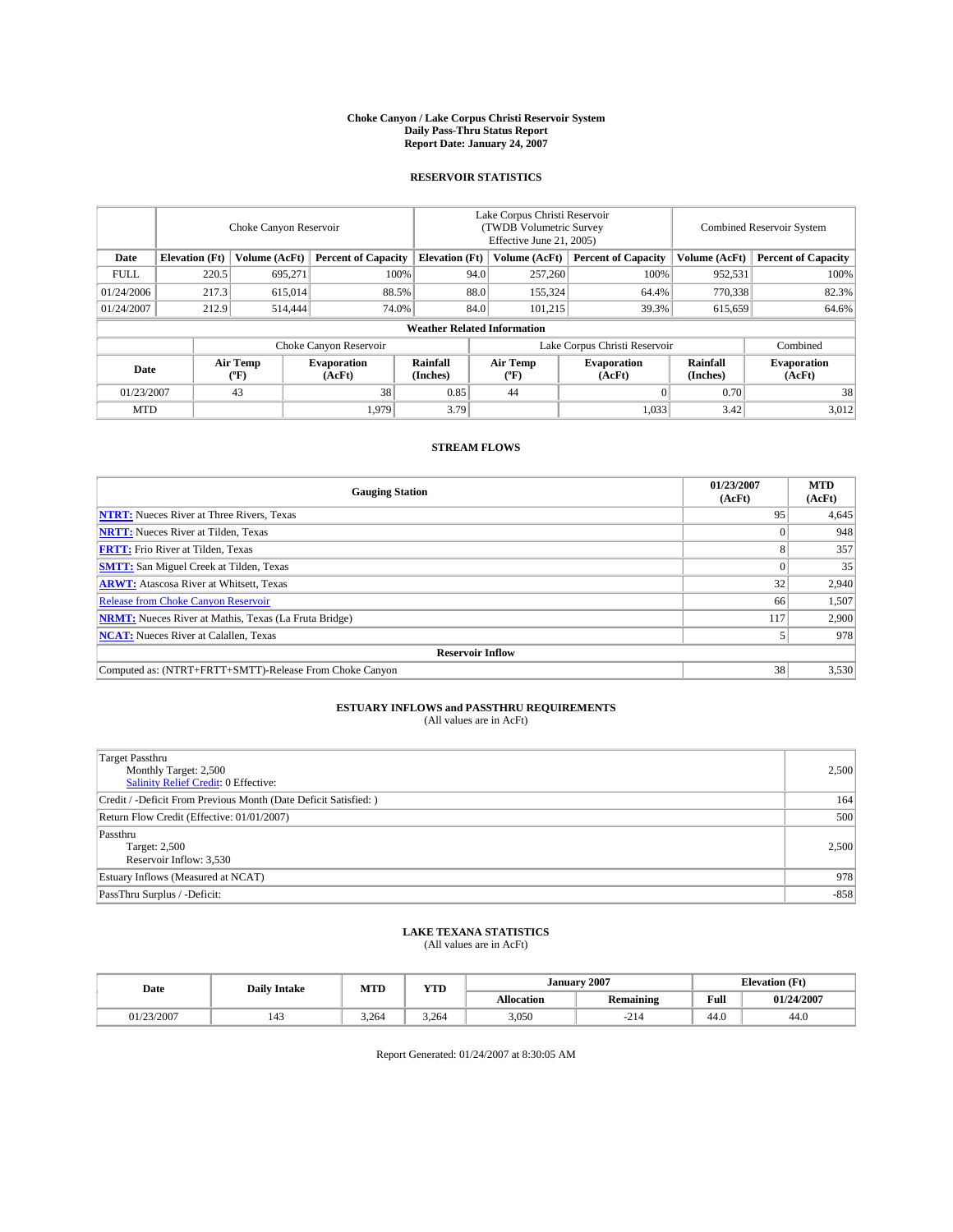**Choke Canyon / Lake Corpus Christi Reservoir System**
**Daily Pass-Thru Status Report**
**Report Date: January 24, 2007**

## RESERVOIR STATISTICS

| | Choke Canyon Reservoir | | | Lake Corpus Christi Reservoir (TWDB Volumetric Survey Effective June 21, 2005) | | | Combined Reservoir System | |
|---|---|---|---|---|---|---|---|---|
| **Date** | **Elevation (Ft)** | **Volume (AcFt)** | **Percent of Capacity** | **Elevation (Ft)** | **Volume (AcFt)** | **Percent of Capacity** | **Volume (AcFt)** | **Percent of Capacity** |
| FULL | 220.5 | 695,271 | 100% | 94.0 | 257,260 | 100% | 952,531 | 100% |
| 01/24/2006 | 217.3 | 615,014 | 88.5% | 88.0 | 155,324 | 64.4% | 770,338 | 82.3% |
| 01/24/2007 | 212.9 | 514,444 | 74.0% | 84.0 | 101,215 | 39.3% | 615,659 | 64.6% |

**Weather Related Information**

| | Choke Canyon Reservoir | | | Lake Corpus Christi Reservoir | | | Combined |
|---|---|---|---|---|---|---|---|
| **Date** | **Air Temp (ºF)** | **Evaporation (AcFt)** | **Rainfall (Inches)** | **Air Temp (ºF)** | **Evaporation (AcFt)** | **Rainfall (Inches)** | **Evaporation (AcFt)** |
| 01/23/2007 | 43 | 38 | 0.85 | 44 | 0 | 0.70 | 38 |
| MTD | | 1,979 | 3.79 | | 1,033 | 3.42 | 3,012 |

## STREAM FLOWS

| Gauging Station | 01/23/2007 (AcFt) | MTD (AcFt) |
|---|---|---|
| **NTRT:** Nueces River at Three Rivers, Texas | 95 | 4,645 |
| **NRTT:** Nueces River at Tilden, Texas | 0 | 948 |
| **FRTT:** Frio River at Tilden, Texas | 8 | 357 |
| **SMTT:** San Miguel Creek at Tilden, Texas | 0 | 35 |
| **ARWT:** Atascosa River at Whitsett, Texas | 32 | 2,940 |
| Release from Choke Canyon Reservoir | 66 | 1,507 |
| **NRMT:** Nueces River at Mathis, Texas (La Fruta Bridge) | 117 | 2,900 |
| **NCAT:** Nueces River at Calallen, Texas | 5 | 978 |
| **Reservoir Inflow** | | |
| Computed as: (NTRT+FRTT+SMTT)-Release From Choke Canyon | 38 | 3,530 |

## ESTUARY INFLOWS and PASSTHRU REQUIREMENTS
(All values are in AcFt)

| | |
|---|---|
| Target Passthru<br>Monthly Target: 2,500<br>Salinity Relief Credit: 0 Effective: | 2,500 |
| Credit / -Deficit From Previous Month (Date Deficit Satisfied: ) | 164 |
| Return Flow Credit (Effective: 01/01/2007) | 500 |
| Passthru<br>Target: 2,500<br>Reservoir Inflow: 3,530 | 2,500 |
| Estuary Inflows (Measured at NCAT) | 978 |
| PassThru Surplus / -Deficit: | -858 |

## LAKE TEXANA STATISTICS
(All values are in AcFt)

| Date | Daily Intake | MTD | YTD | January 2007 | | Elevation (Ft) | |
|---|---|---|---|---|---|---|---|
| | | | | **Allocation** | **Remaining** | **Full** | **01/24/2007** |
| 01/23/2007 | 143 | 3,264 | 3,264 | 3,050 | -214 | 44.0 | 44.0 |

Report Generated: 01/24/2007 at 8:30:05 AM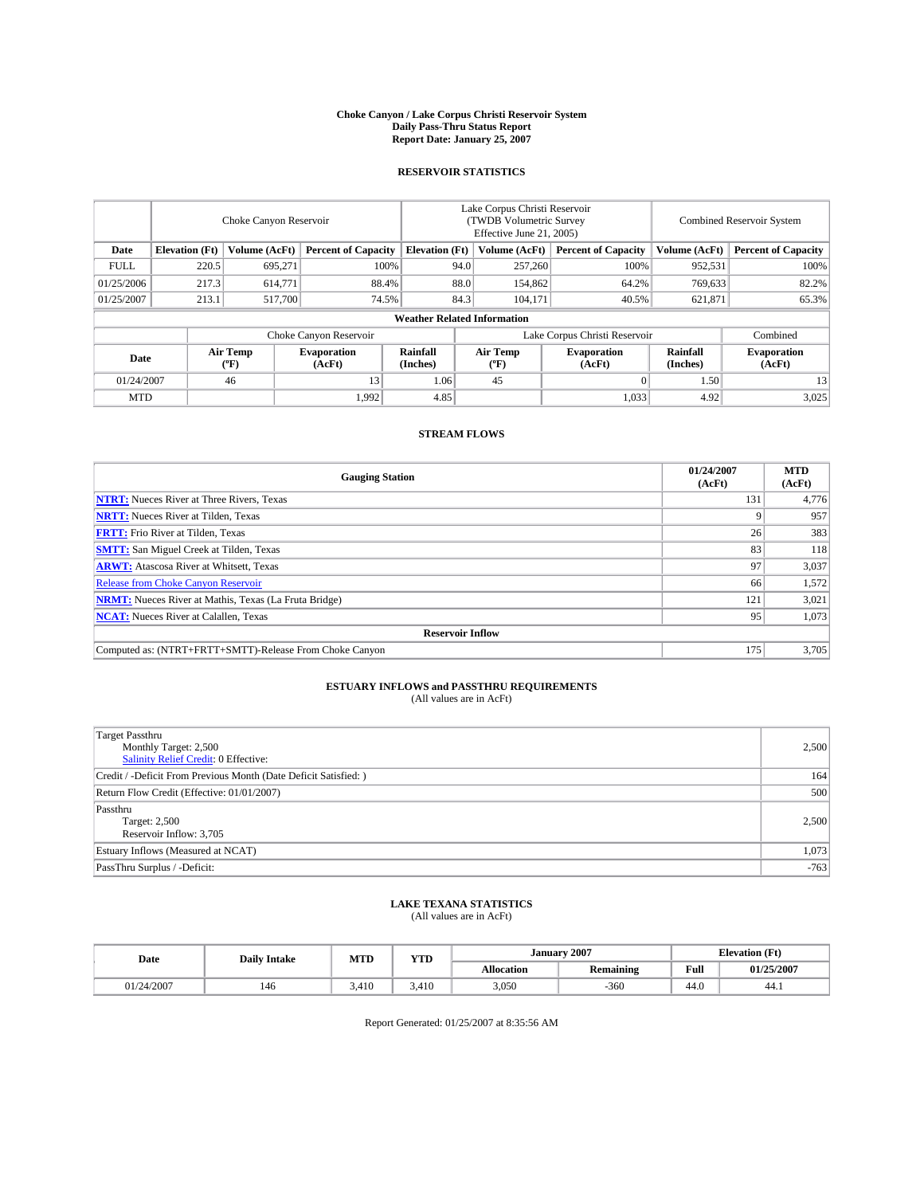# Choke Canyon / Lake Corpus Christi Reservoir System
## Daily Pass-Thru Status Report
### Report Date: January 25, 2007

## RESERVOIR STATISTICS

| | Choke Canyon Reservoir | | | Lake Corpus Christi Reservoir (TWDB Volumetric Survey Effective June 21, 2005) | | | Combined Reservoir System | |
|---|---|---|---|---|---|---|---|---|
| **Date** | **Elevation (Ft)** | **Volume (AcFt)** | **Percent of Capacity** | **Elevation (Ft)** | **Volume (AcFt)** | **Percent of Capacity** | **Volume (AcFt)** | **Percent of Capacity** |
| FULL | 220.5 | 695,271 | 100% | 94.0 | 257,260 | 100% | 952,531 | 100% |
| 01/25/2006 | 217.3 | 614,771 | 88.4% | 88.0 | 154,862 | 64.2% | 769,633 | 82.2% |
| 01/25/2007 | 213.1 | 517,700 | 74.5% | 84.3 | 104,171 | 40.5% | 621,871 | 65.3% |

**Weather Related Information**

| | Choke Canyon Reservoir | | | Lake Corpus Christi Reservoir | | | Combined |
|---|---|---|---|---|---|---|---|
| **Date** | **Air Temp (ºF)** | **Evaporation (AcFt)** | **Rainfall (Inches)** | **Air Temp (ºF)** | **Evaporation (AcFt)** | **Rainfall (Inches)** | **Evaporation (AcFt)** |
| 01/24/2007 | 46 | 13 | 1.06 | 45 | 0 | 1.50 | 13 |
| MTD | | 1,992 | 4.85 | | 1,033 | 4.92 | 3,025 |

## STREAM FLOWS

| Gauging Station | 01/24/2007 (AcFt) | MTD (AcFt) |
|---|---|---|
| **NTRT:** Nueces River at Three Rivers, Texas | 131 | 4,776 |
| **NRTT:** Nueces River at Tilden, Texas | 9 | 957 |
| **FRTT:** Frio River at Tilden, Texas | 26 | 383 |
| **SMTT:** San Miguel Creek at Tilden, Texas | 83 | 118 |
| **ARWT:** Atascosa River at Whitsett, Texas | 97 | 3,037 |
| Release from Choke Canyon Reservoir | 66 | 1,572 |
| **NRMT:** Nueces River at Mathis, Texas (La Fruta Bridge) | 121 | 3,021 |
| **NCAT:** Nueces River at Calallen, Texas | 95 | 1,073 |
| **Reservoir Inflow** | | |
| Computed as: (NTRT+FRTT+SMTT)-Release From Choke Canyon | 175 | 3,705 |

## ESTUARY INFLOWS and PASSTHRU REQUIREMENTS
(All values are in AcFt)

| | |
|---|---|
| Target Passthru<br>Monthly Target: 2,500<br>Salinity Relief Credit: 0 Effective: | 2,500 |
| Credit / -Deficit From Previous Month (Date Deficit Satisfied: ) | 164 |
| Return Flow Credit (Effective: 01/01/2007) | 500 |
| Passthru<br>Target: 2,500<br>Reservoir Inflow: 3,705 | 2,500 |
| Estuary Inflows (Measured at NCAT) | 1,073 |
| PassThru Surplus / -Deficit: | -763 |

## LAKE TEXANA STATISTICS
(All values are in AcFt)

| Date | Daily Intake | MTD | YTD | January 2007 | | Elevation (Ft) | |
|---|---|---|---|---|---|---|---|
| | | | | **Allocation** | **Remaining** | **Full** | **01/25/2007** |
| 01/24/2007 | 146 | 3,410 | 3,410 | 3,050 | -360 | 44.0 | 44.1 |

Report Generated: 01/25/2007 at 8:35:56 AM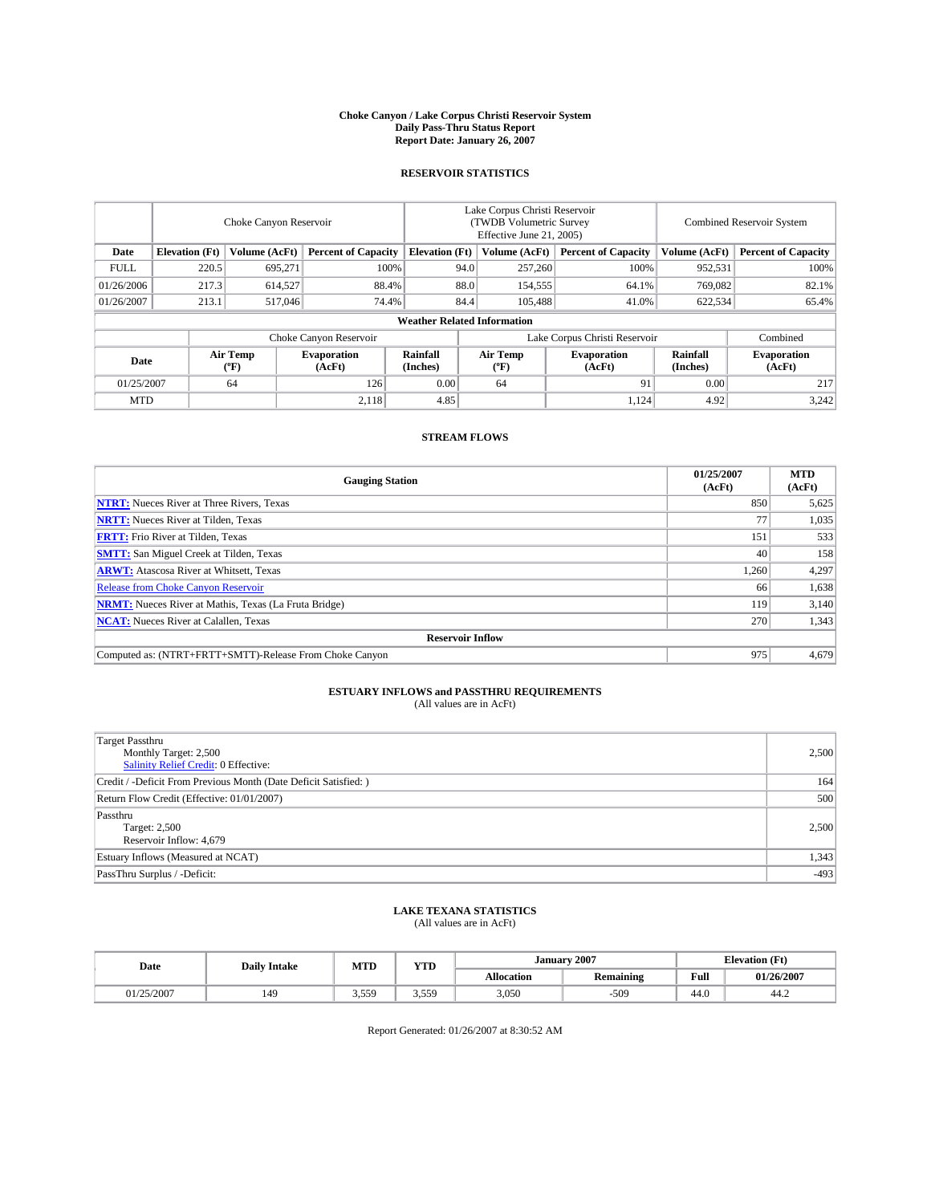**Choke Canyon / Lake Corpus Christi Reservoir System**
**Daily Pass-Thru Status Report**
**Report Date: January 26, 2007**

## RESERVOIR STATISTICS

| | Choke Canyon Reservoir | | | Lake Corpus Christi Reservoir (TWDB Volumetric Survey Effective June 21, 2005) | | | Combined Reservoir System | |
|---|---|---|---|---|---|---|---|---|
| **Date** | **Elevation (Ft)** | **Volume (AcFt)** | **Percent of Capacity** | **Elevation (Ft)** | **Volume (AcFt)** | **Percent of Capacity** | **Volume (AcFt)** | **Percent of Capacity** |
| FULL | 220.5 | 695,271 | 100% | 94.0 | 257,260 | 100% | 952,531 | 100% |
| 01/26/2006 | 217.3 | 614,527 | 88.4% | 88.0 | 154,555 | 64.1% | 769,082 | 82.1% |
| 01/26/2007 | 213.1 | 517,046 | 74.4% | 84.4 | 105,488 | 41.0% | 622,534 | 65.4% |

**Weather Related Information**

| | Choke Canyon Reservoir | | | Lake Corpus Christi Reservoir | | | Combined |
|---|---|---|---|---|---|---|---|
| **Date** | **Air Temp (ºF)** | **Evaporation (AcFt)** | **Rainfall (Inches)** | **Air Temp (ºF)** | **Evaporation (AcFt)** | **Rainfall (Inches)** | **Evaporation (AcFt)** |
| 01/25/2007 | 64 | 126 | 0.00 | 64 | 91 | 0.00 | 217 |
| MTD | | 2,118 | 4.85 | | 1,124 | 4.92 | 3,242 |

## STREAM FLOWS

| Gauging Station | 01/25/2007 (AcFt) | MTD (AcFt) |
|---|---|---|
| **NTRT:** Nueces River at Three Rivers, Texas | 850 | 5,625 |
| **NRTT:** Nueces River at Tilden, Texas | 77 | 1,035 |
| **FRTT:** Frio River at Tilden, Texas | 151 | 533 |
| **SMTT:** San Miguel Creek at Tilden, Texas | 40 | 158 |
| **ARWT:** Atascosa River at Whitsett, Texas | 1,260 | 4,297 |
| Release from Choke Canyon Reservoir | 66 | 1,638 |
| **NRMT:** Nueces River at Mathis, Texas (La Fruta Bridge) | 119 | 3,140 |
| **NCAT:** Nueces River at Calallen, Texas | 270 | 1,343 |
| **Reservoir Inflow** | | |
| Computed as: (NTRT+FRTT+SMTT)-Release From Choke Canyon | 975 | 4,679 |

## ESTUARY INFLOWS and PASSTHRU REQUIREMENTS
(All values are in AcFt)

| | |
|---|---|
| Target Passthru<br>Monthly Target: 2,500<br>Salinity Relief Credit: 0 Effective: | 2,500 |
| Credit / -Deficit From Previous Month (Date Deficit Satisfied: ) | 164 |
| Return Flow Credit (Effective: 01/01/2007) | 500 |
| Passthru<br>Target: 2,500<br>Reservoir Inflow: 4,679 | 2,500 |
| Estuary Inflows (Measured at NCAT) | 1,343 |
| PassThru Surplus / -Deficit: | -493 |

## LAKE TEXANA STATISTICS
(All values are in AcFt)

| Date | Daily Intake | MTD | YTD | January 2007 | | Elevation (Ft) | |
|---|---|---|---|---|---|---|---|
| | | | | **Allocation** | **Remaining** | **Full** | **01/26/2007** |
| 01/25/2007 | 149 | 3,559 | 3,559 | 3,050 | -509 | 44.0 | 44.2 |

Report Generated: 01/26/2007 at 8:30:52 AM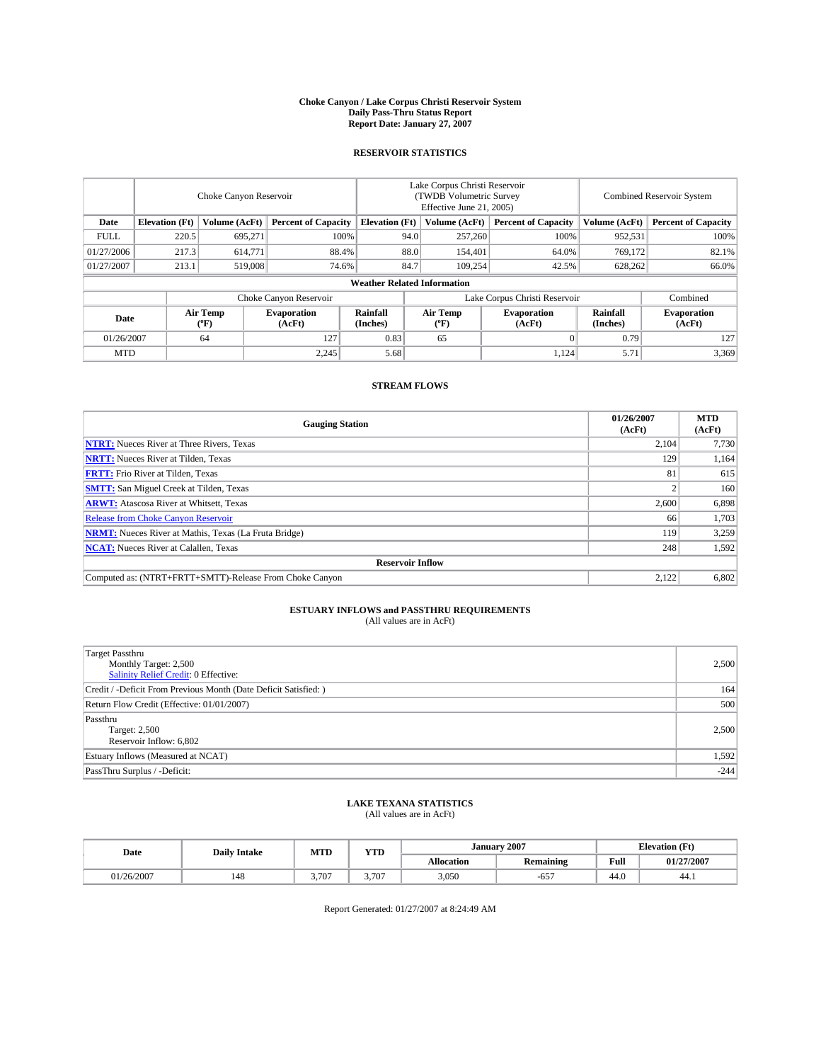# Choke Canyon / Lake Corpus Christi Reservoir System
## Daily Pass-Thru Status Report
### Report Date: January 27, 2007

## RESERVOIR STATISTICS

| | Choke Canyon Reservoir | | | Lake Corpus Christi Reservoir (TWDB Volumetric Survey Effective June 21, 2005) | | | Combined Reservoir System | |
|---|---|---|---|---|---|---|---|---|
| Date | Elevation (Ft) | Volume (AcFt) | Percent of Capacity | Elevation (Ft) | Volume (AcFt) | Percent of Capacity | Volume (AcFt) | Percent of Capacity |
| FULL | 220.5 | 695,271 | 100% | 94.0 | 257,260 | 100% | 952,531 | 100% |
| 01/27/2006 | 217.3 | 614,771 | 88.4% | 88.0 | 154,401 | 64.0% | 769,172 | 82.1% |
| 01/27/2007 | 213.1 | 519,008 | 74.6% | 84.7 | 109,254 | 42.5% | 628,262 | 66.0% |

**Weather Related Information**

| | Choke Canyon Reservoir | | | Lake Corpus Christi Reservoir | | | Combined |
|---|---|---|---|---|---|---|---|
| Date | Air Temp (°F) | Evaporation (AcFt) | Rainfall (Inches) | Air Temp (°F) | Evaporation (AcFt) | Rainfall (Inches) | Evaporation (AcFt) |
| 01/26/2007 | 64 | 127 | 0.83 | 65 | 0 | 0.79 | 127 |
| MTD | | 2,245 | 5.68 | | 1,124 | 5.71 | 3,369 |

## STREAM FLOWS

| Gauging Station | 01/26/2007 (AcFt) | MTD (AcFt) |
|---|---|---|
| **NTRT:** Nueces River at Three Rivers, Texas | 2,104 | 7,730 |
| **NRTT:** Nueces River at Tilden, Texas | 129 | 1,164 |
| **FRTT:** Frio River at Tilden, Texas | 81 | 615 |
| **SMTT:** San Miguel Creek at Tilden, Texas | 2 | 160 |
| **ARWT:** Atascosa River at Whitsett, Texas | 2,600 | 6,898 |
| Release from Choke Canyon Reservoir | 66 | 1,703 |
| **NRMT:** Nueces River at Mathis, Texas (La Fruta Bridge) | 119 | 3,259 |
| **NCAT:** Nueces River at Calallen, Texas | 248 | 1,592 |
| **Reservoir Inflow** | | |
| Computed as: (NTRT+FRTT+SMTT)-Release From Choke Canyon | 2,122 | 6,802 |

## ESTUARY INFLOWS and PASSTHRU REQUIREMENTS
(All values are in AcFt)

| | |
|---|---|
| Target Passthru<br>Monthly Target: 2,500<br>Salinity Relief Credit: 0 Effective: | 2,500 |
| Credit / -Deficit From Previous Month (Date Deficit Satisfied: ) | 164 |
| Return Flow Credit (Effective: 01/01/2007) | 500 |
| Passthru<br>Target: 2,500<br>Reservoir Inflow: 6,802 | 2,500 |
| Estuary Inflows (Measured at NCAT) | 1,592 |
| PassThru Surplus / -Deficit: | -244 |

## LAKE TEXANA STATISTICS
(All values are in AcFt)

| Date | Daily Intake | MTD | YTD | January 2007 | | Elevation (Ft) | |
|---|---|---|---|---|---|---|---|
| | | | | Allocation | Remaining | Full | 01/27/2007 |
| 01/26/2007 | 148 | 3,707 | 3,707 | 3,050 | -657 | 44.0 | 44.1 |

Report Generated: 01/27/2007 at 8:24:49 AM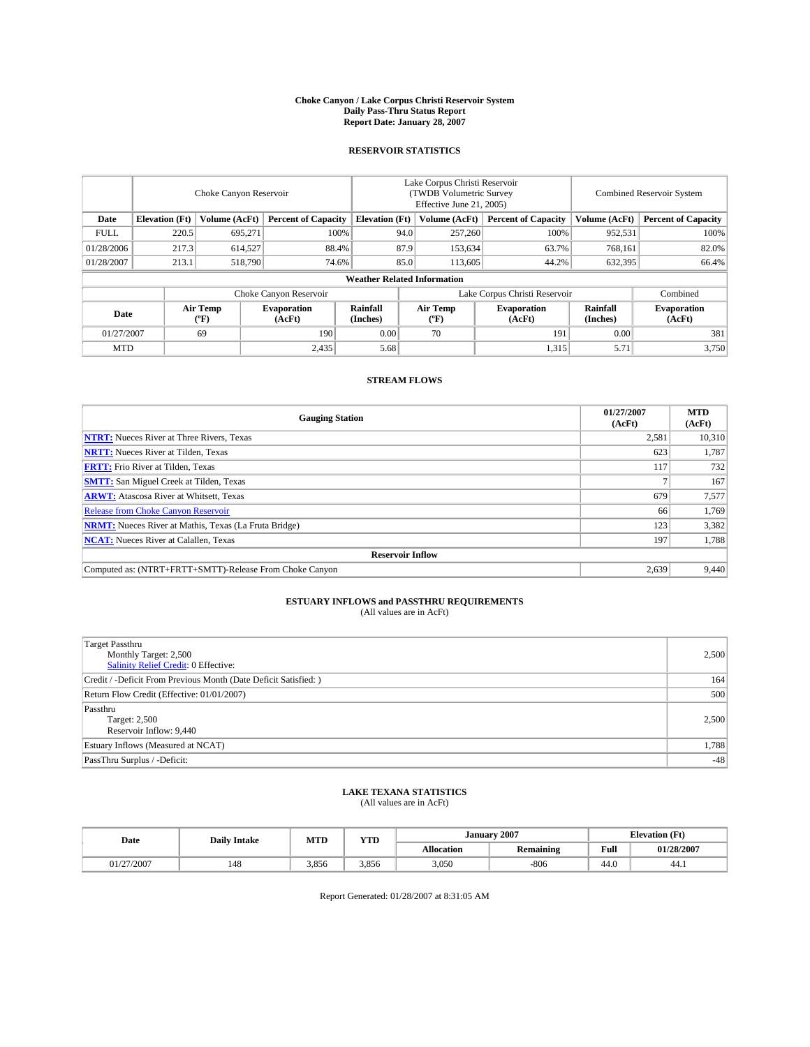# Choke Canyon / Lake Corpus Christi Reservoir System
## Daily Pass-Thru Status Report
## Report Date: January 28, 2007

### RESERVOIR STATISTICS

| | Choke Canyon Reservoir | | | Lake Corpus Christi Reservoir (TWDB Volumetric Survey Effective June 21, 2005) | | | Combined Reservoir System | |
|---|---|---|---|---|---|---|---|---|
| Date | Elevation (Ft) | Volume (AcFt) | Percent of Capacity | Elevation (Ft) | Volume (AcFt) | Percent of Capacity | Volume (AcFt) | Percent of Capacity |
| FULL | 220.5 | 695,271 | 100% | 94.0 | 257,260 | 100% | 952,531 | 100% |
| 01/28/2006 | 217.3 | 614,527 | 88.4% | 87.9 | 153,634 | 63.7% | 768,161 | 82.0% |
| 01/28/2007 | 213.1 | 518,790 | 74.6% | 85.0 | 113,605 | 44.2% | 632,395 | 66.4% |

**Weather Related Information**

| | Choke Canyon Reservoir | | | Lake Corpus Christi Reservoir | | | Combined |
|---|---|---|---|---|---|---|---|
| Date | Air Temp (°F) | Evaporation (AcFt) | Rainfall (Inches) | Air Temp (°F) | Evaporation (AcFt) | Rainfall (Inches) | Evaporation (AcFt) |
| 01/27/2007 | 69 | 190 | 0.00 | 70 | 191 | 0.00 | 381 |
| MTD | | 2,435 | 5.68 | | 1,315 | 5.71 | 3,750 |

### STREAM FLOWS

| Gauging Station | 01/27/2007 (AcFt) | MTD (AcFt) |
|---|---|---|
| NTRT: Nueces River at Three Rivers, Texas | 2,581 | 10,310 |
| NRTT: Nueces River at Tilden, Texas | 623 | 1,787 |
| FRTT: Frio River at Tilden, Texas | 117 | 732 |
| SMTT: San Miguel Creek at Tilden, Texas | 7 | 167 |
| ARWT: Atascosa River at Whitsett, Texas | 679 | 7,577 |
| Release from Choke Canyon Reservoir | 66 | 1,769 |
| NRMT: Nueces River at Mathis, Texas (La Fruta Bridge) | 123 | 3,382 |
| NCAT: Nueces River at Calallen, Texas | 197 | 1,788 |
| **Reservoir Inflow** | | |
| Computed as: (NTRT+FRTT+SMTT)-Release From Choke Canyon | 2,639 | 9,440 |

### ESTUARY INFLOWS and PASSTHRU REQUIREMENTS
(All values are in AcFt)

| | |
|---|---|
| Target Passthru<br>Monthly Target: 2,500<br>Salinity Relief Credit: 0 Effective: | 2,500 |
| Credit / -Deficit From Previous Month (Date Deficit Satisfied: ) | 164 |
| Return Flow Credit (Effective: 01/01/2007) | 500 |
| Passthru<br>Target: 2,500<br>Reservoir Inflow: 9,440 | 2,500 |
| Estuary Inflows (Measured at NCAT) | 1,788 |
| PassThru Surplus / -Deficit: | -48 |

### LAKE TEXANA STATISTICS
(All values are in AcFt)

| Date | Daily Intake | MTD | YTD | January 2007 | | Elevation (Ft) | |
|---|---|---|---|---|---|---|---|
| | | | | Allocation | Remaining | Full | 01/28/2007 |
| 01/27/2007 | 148 | 3,856 | 3,856 | 3,050 | -806 | 44.0 | 44.1 |

Report Generated: 01/28/2007 at 8:31:05 AM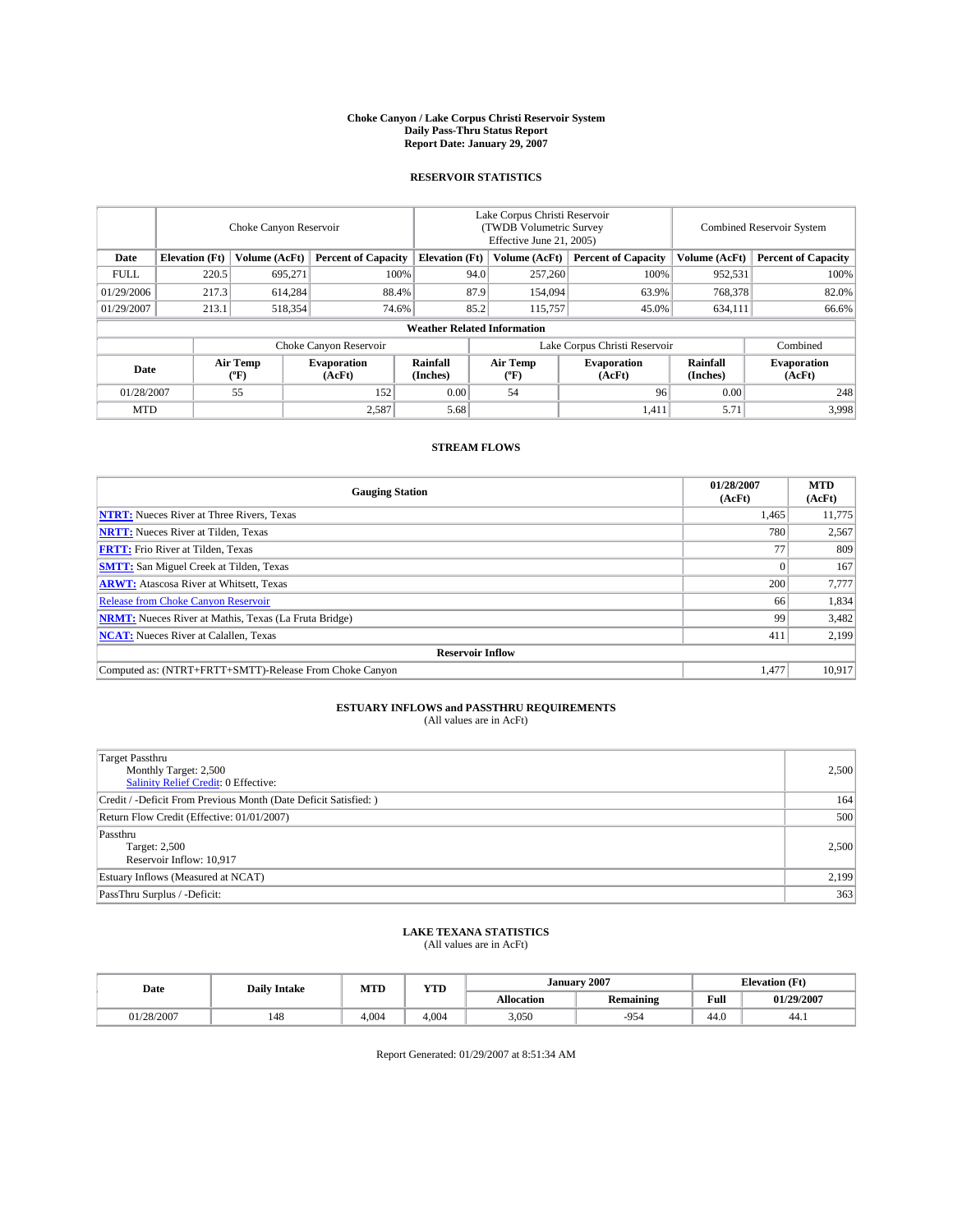# Choke Canyon / Lake Corpus Christi Reservoir System
## Daily Pass-Thru Status Report
## Report Date: January 29, 2007

### RESERVOIR STATISTICS

| | Choke Canyon Reservoir | | | Lake Corpus Christi Reservoir (TWDB Volumetric Survey Effective June 21, 2005) | | | Combined Reservoir System | |
|---|---|---|---|---|---|---|---|---|
| Date | Elevation (Ft) | Volume (AcFt) | Percent of Capacity | Elevation (Ft) | Volume (AcFt) | Percent of Capacity | Volume (AcFt) | Percent of Capacity |
| FULL | 220.5 | 695,271 | 100% | 94.0 | 257,260 | 100% | 952,531 | 100% |
| 01/29/2006 | 217.3 | 614,284 | 88.4% | 87.9 | 154,094 | 63.9% | 768,378 | 82.0% |
| 01/29/2007 | 213.1 | 518,354 | 74.6% | 85.2 | 115,757 | 45.0% | 634,111 | 66.6% |

**Weather Related Information**

| | Choke Canyon Reservoir | | | Lake Corpus Christi Reservoir | | | Combined |
|---|---|---|---|---|---|---|---|
| Date | Air Temp (°F) | Evaporation (AcFt) | Rainfall (Inches) | Air Temp (°F) | Evaporation (AcFt) | Rainfall (Inches) | Evaporation (AcFt) |
| 01/28/2007 | 55 | 152 | 0.00 | 54 | 96 | 0.00 | 248 |
| MTD | | 2,587 | 5.68 | | 1,411 | 5.71 | 3,998 |

### STREAM FLOWS

| Gauging Station | 01/28/2007 (AcFt) | MTD (AcFt) |
|---|---|---|
| NTRT: Nueces River at Three Rivers, Texas | 1,465 | 11,775 |
| NRTT: Nueces River at Tilden, Texas | 780 | 2,567 |
| FRTT: Frio River at Tilden, Texas | 77 | 809 |
| SMTT: San Miguel Creek at Tilden, Texas | 0 | 167 |
| ARWT: Atascosa River at Whitsett, Texas | 200 | 7,777 |
| Release from Choke Canyon Reservoir | 66 | 1,834 |
| NRMT: Nueces River at Mathis, Texas (La Fruta Bridge) | 99 | 3,482 |
| NCAT: Nueces River at Calallen, Texas | 411 | 2,199 |
| **Reservoir Inflow** | | |
| Computed as: (NTRT+FRTT+SMTT)-Release From Choke Canyon | 1,477 | 10,917 |

### ESTUARY INFLOWS and PASSTHRU REQUIREMENTS
(All values are in AcFt)

| | |
|---|---|
| Target Passthru<br>Monthly Target: 2,500<br>Salinity Relief Credit: 0 Effective: | 2,500 |
| Credit / -Deficit From Previous Month (Date Deficit Satisfied: ) | 164 |
| Return Flow Credit (Effective: 01/01/2007) | 500 |
| Passthru<br>Target: 2,500<br>Reservoir Inflow: 10,917 | 2,500 |
| Estuary Inflows (Measured at NCAT) | 2,199 |
| PassThru Surplus / -Deficit: | 363 |

### LAKE TEXANA STATISTICS
(All values are in AcFt)

| Date | Daily Intake | MTD | YTD | January 2007 | | Elevation (Ft) | |
|---|---|---|---|---|---|---|---|
| | | | | Allocation | Remaining | Full | 01/29/2007 |
| 01/28/2007 | 148 | 4,004 | 4,004 | 3,050 | -954 | 44.0 | 44.1 |

Report Generated: 01/29/2007 at 8:51:34 AM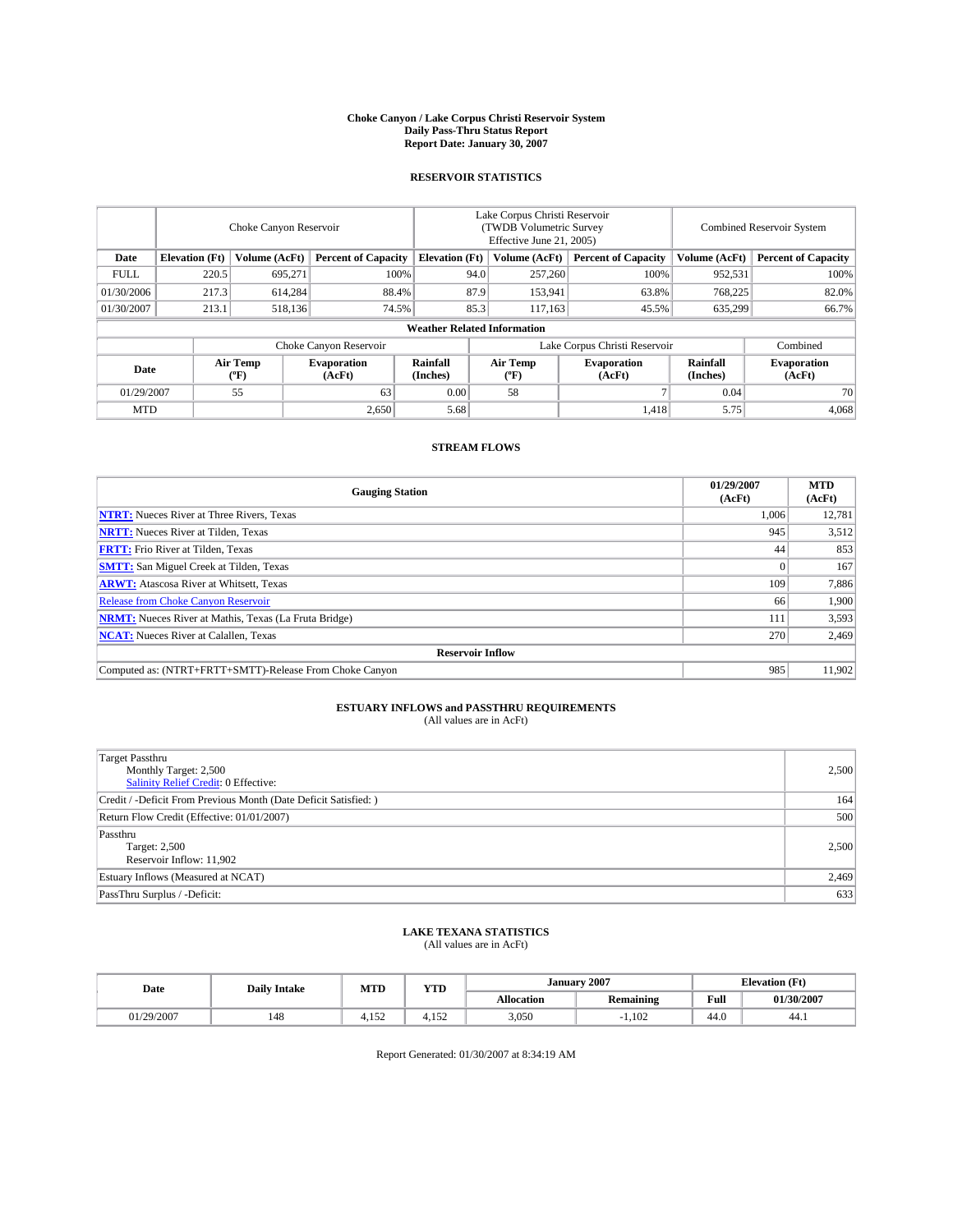# Choke Canyon / Lake Corpus Christi Reservoir System
## Daily Pass-Thru Status Report
### Report Date: January 30, 2007

## RESERVOIR STATISTICS

| | Choke Canyon Reservoir | | | Lake Corpus Christi Reservoir (TWDB Volumetric Survey Effective June 21, 2005) | | | Combined Reservoir System | |
|---|---|---|---|---|---|---|---|---|
| Date | Elevation (Ft) | Volume (AcFt) | Percent of Capacity | Elevation (Ft) | Volume (AcFt) | Percent of Capacity | Volume (AcFt) | Percent of Capacity |
| FULL | 220.5 | 695,271 | 100% | 94.0 | 257,260 | 100% | 952,531 | 100% |
| 01/30/2006 | 217.3 | 614,284 | 88.4% | 87.9 | 153,941 | 63.8% | 768,225 | 82.0% |
| 01/30/2007 | 213.1 | 518,136 | 74.5% | 85.3 | 117,163 | 45.5% | 635,299 | 66.7% |

**Weather Related Information**

| | Choke Canyon Reservoir | | | Lake Corpus Christi Reservoir | | | Combined |
|---|---|---|---|---|---|---|---|
| Date | Air Temp (ºF) | Evaporation (AcFt) | Rainfall (Inches) | Air Temp (ºF) | Evaporation (AcFt) | Rainfall (Inches) | Evaporation (AcFt) |
| 01/29/2007 | 55 | 63 | 0.00 | 58 | 7 | 0.04 | 70 |
| MTD | | 2,650 | 5.68 | | 1,418 | 5.75 | 4,068 |

## STREAM FLOWS

| Gauging Station | 01/29/2007 (AcFt) | MTD (AcFt) |
|---|---|---|
| **NTRT:** Nueces River at Three Rivers, Texas | 1,006 | 12,781 |
| **NRTT:** Nueces River at Tilden, Texas | 945 | 3,512 |
| **FRTT:** Frio River at Tilden, Texas | 44 | 853 |
| **SMTT:** San Miguel Creek at Tilden, Texas | 0 | 167 |
| **ARWT:** Atascosa River at Whitsett, Texas | 109 | 7,886 |
| Release from Choke Canyon Reservoir | 66 | 1,900 |
| **NRMT:** Nueces River at Mathis, Texas (La Fruta Bridge) | 111 | 3,593 |
| **NCAT:** Nueces River at Calallen, Texas | 270 | 2,469 |
| **Reservoir Inflow** | | |
| Computed as: (NTRT+FRTT+SMTT)-Release From Choke Canyon | 985 | 11,902 |

## ESTUARY INFLOWS and PASSTHRU REQUIREMENTS
(All values are in AcFt)

| | |
|---|---|
| Target Passthru<br>Monthly Target: 2,500<br>Salinity Relief Credit: 0 Effective: | 2,500 |
| Credit / -Deficit From Previous Month (Date Deficit Satisfied: ) | 164 |
| Return Flow Credit (Effective: 01/01/2007) | 500 |
| Passthru<br>Target: 2,500<br>Reservoir Inflow: 11,902 | 2,500 |
| Estuary Inflows (Measured at NCAT) | 2,469 |
| PassThru Surplus / -Deficit: | 633 |

## LAKE TEXANA STATISTICS
(All values are in AcFt)

| Date | Daily Intake | MTD | YTD | January 2007 | | Elevation (Ft) | |
|---|---|---|---|---|---|---|---|
| | | | | Allocation | Remaining | Full | 01/30/2007 |
| 01/29/2007 | 148 | 4,152 | 4,152 | 3,050 | -1,102 | 44.0 | 44.1 |

Report Generated: 01/30/2007 at 8:34:19 AM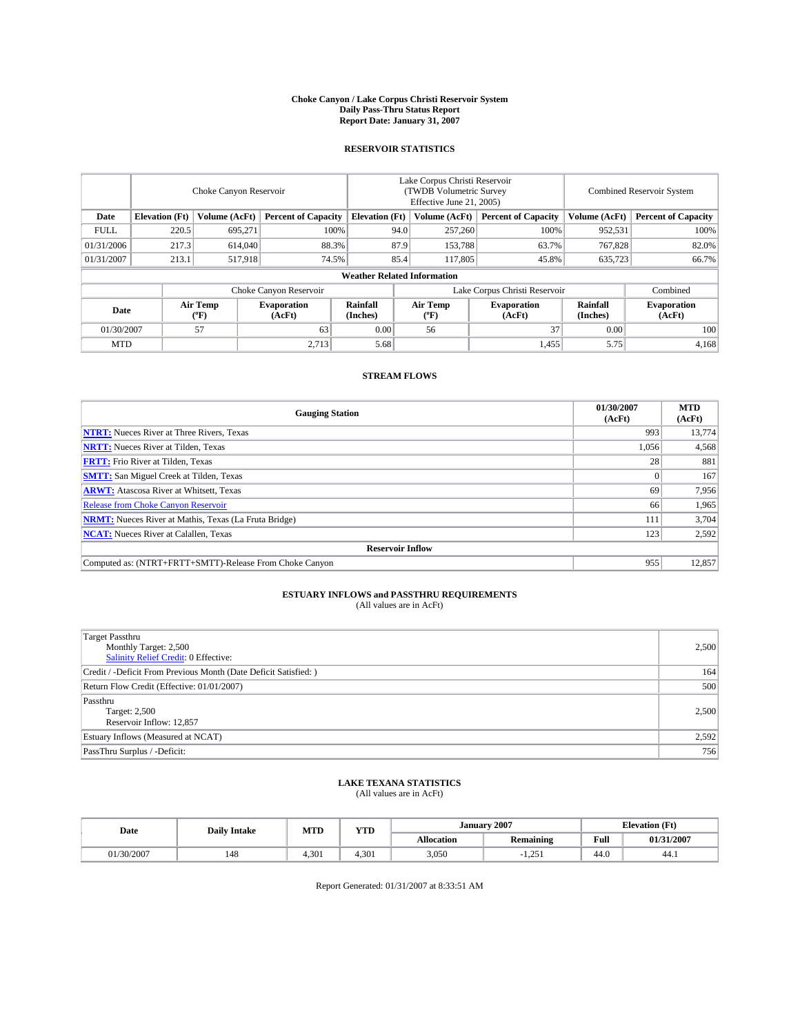**Choke Canyon / Lake Corpus Christi Reservoir System**
**Daily Pass-Thru Status Report**
**Report Date: January 31, 2007**

## RESERVOIR STATISTICS

| | Choke Canyon Reservoir | | | Lake Corpus Christi Reservoir (TWDB Volumetric Survey Effective June 21, 2005) | | | Combined Reservoir System | |
|---|---|---|---|---|---|---|---|---|
| **Date** | **Elevation (Ft)** | **Volume (AcFt)** | **Percent of Capacity** | **Elevation (Ft)** | **Volume (AcFt)** | **Percent of Capacity** | **Volume (AcFt)** | **Percent of Capacity** |
| FULL | 220.5 | 695,271 | 100% | 94.0 | 257,260 | 100% | 952,531 | 100% |
| 01/31/2006 | 217.3 | 614,040 | 88.3% | 87.9 | 153,788 | 63.7% | 767,828 | 82.0% |
| 01/31/2007 | 213.1 | 517,918 | 74.5% | 85.4 | 117,805 | 45.8% | 635,723 | 66.7% |

**Weather Related Information**

| | Choke Canyon Reservoir | | | Lake Corpus Christi Reservoir | | | Combined |
|---|---|---|---|---|---|---|---|
| **Date** | **Air Temp (°F)** | **Evaporation (AcFt)** | **Rainfall (Inches)** | **Air Temp (°F)** | **Evaporation (AcFt)** | **Rainfall (Inches)** | **Evaporation (AcFt)** |
| 01/30/2007 | 57 | 63 | 0.00 | 56 | 37 | 0.00 | 100 |
| MTD | | 2,713 | 5.68 | | 1,455 | 5.75 | 4,168 |

## STREAM FLOWS

| Gauging Station | 01/30/2007 (AcFt) | MTD (AcFt) |
|---|---|---|
| **NTRT:** Nueces River at Three Rivers, Texas | 993 | 13,774 |
| **NRTT:** Nueces River at Tilden, Texas | 1,056 | 4,568 |
| **FRTT:** Frio River at Tilden, Texas | 28 | 881 |
| **SMTT:** San Miguel Creek at Tilden, Texas | 0 | 167 |
| **ARWT:** Atascosa River at Whitsett, Texas | 69 | 7,956 |
| Release from Choke Canyon Reservoir | 66 | 1,965 |
| **NRMT:** Nueces River at Mathis, Texas (La Fruta Bridge) | 111 | 3,704 |
| **NCAT:** Nueces River at Calallen, Texas | 123 | 2,592 |
| **Reservoir Inflow** | | |
| Computed as: (NTRT+FRTT+SMTT)-Release From Choke Canyon | 955 | 12,857 |

## ESTUARY INFLOWS and PASSTHRU REQUIREMENTS
(All values are in AcFt)

| | |
|---|---|
| Target Passthru<br>Monthly Target: 2,500<br>Salinity Relief Credit: 0 Effective: | 2,500 |
| Credit / -Deficit From Previous Month (Date Deficit Satisfied: ) | 164 |
| Return Flow Credit (Effective: 01/01/2007) | 500 |
| Passthru<br>Target: 2,500<br>Reservoir Inflow: 12,857 | 2,500 |
| Estuary Inflows (Measured at NCAT) | 2,592 |
| PassThru Surplus / -Deficit: | 756 |

## LAKE TEXANA STATISTICS
(All values are in AcFt)

| Date | Daily Intake | MTD | YTD | January 2007 | | Elevation (Ft) | |
|---|---|---|---|---|---|---|---|
| | | | | **Allocation** | **Remaining** | **Full** | **01/31/2007** |
| 01/30/2007 | 148 | 4,301 | 4,301 | 3,050 | -1,251 | 44.0 | 44.1 |

Report Generated: 01/31/2007 at 8:33:51 AM